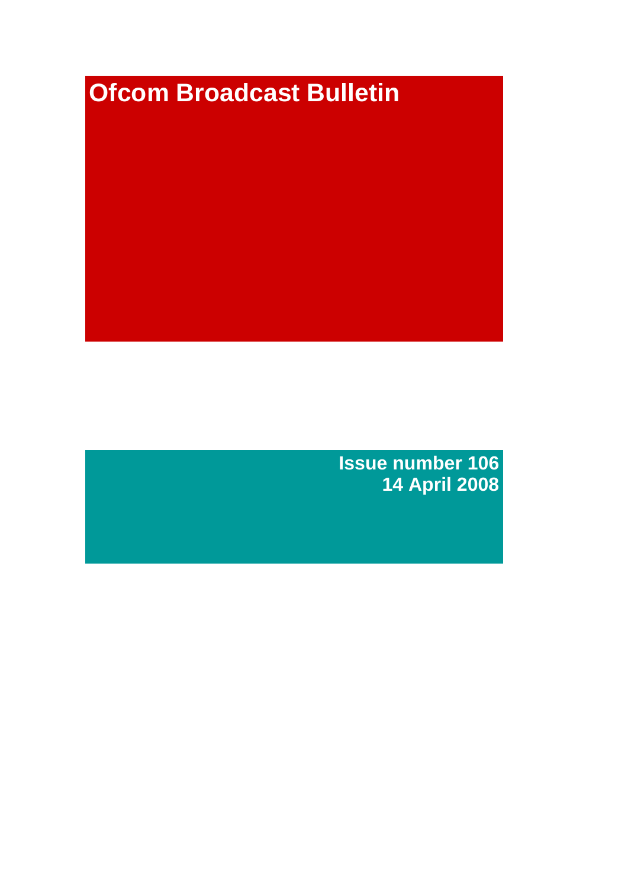# Ofcom Broadcast Bulletin

**Issue number 106**
**14 April 2008**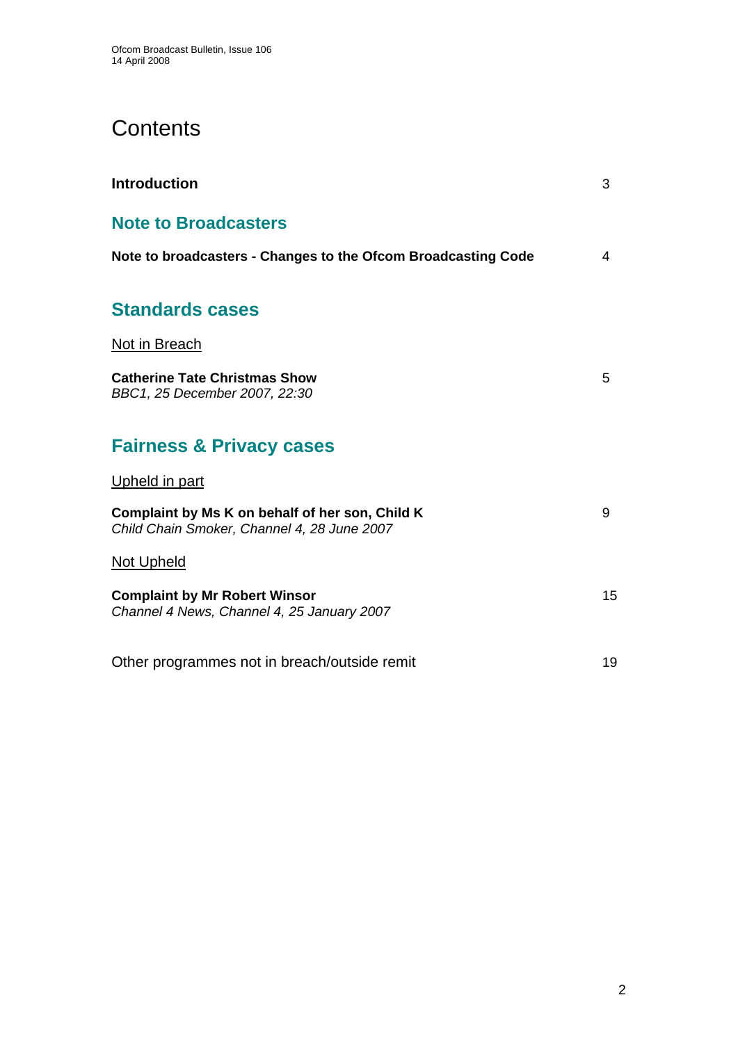# Contents

| | |
|---|---|
| **Introduction** | 3 |

## Note to Broadcasters

| | |
|---|---|
| **Note to broadcasters - Changes to the Ofcom Broadcasting Code** | 4 |

## Standards cases

Not in Breach

| | |
|---|---|
| **Catherine Tate Christmas Show**<br>*BBC1, 25 December 2007, 22:30* | 5 |

## Fairness & Privacy cases

Upheld in part

| | |
|---|---|
| **Complaint by Ms K on behalf of her son, Child K**<br>*Child Chain Smoker, Channel 4, 28 June 2007* | 9 |

Not Upheld

| | |
|---|---|
| **Complaint by Mr Robert Winsor**<br>*Channel 4 News, Channel 4, 25 January 2007* | 15 |

| | |
|---|---|
| Other programmes not in breach/outside remit | 19 |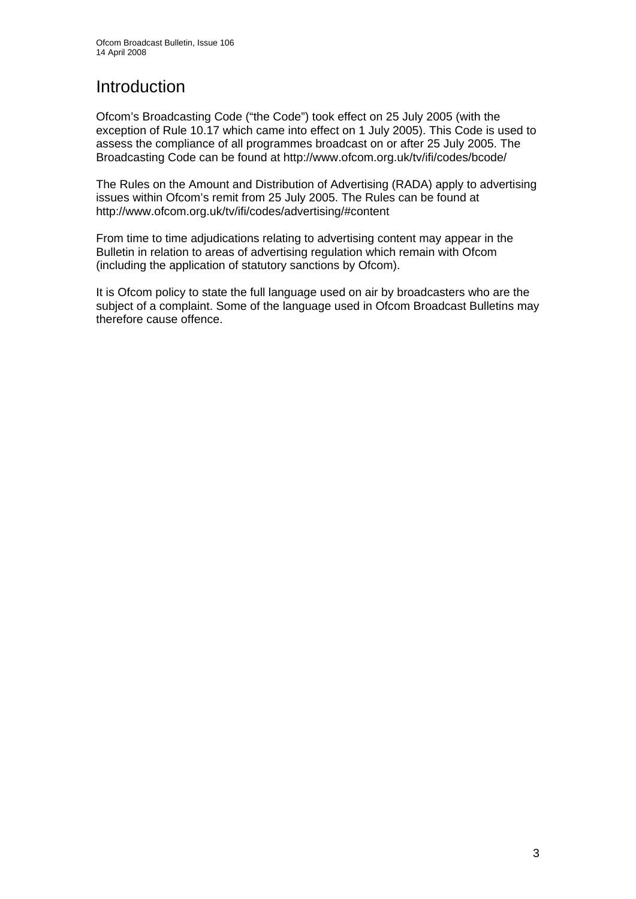# Introduction

Ofcom's Broadcasting Code ("the Code") took effect on 25 July 2005 (with the exception of Rule 10.17 which came into effect on 1 July 2005). This Code is used to assess the compliance of all programmes broadcast on or after 25 July 2005. The Broadcasting Code can be found at http://www.ofcom.org.uk/tv/ifi/codes/bcode/

The Rules on the Amount and Distribution of Advertising (RADA) apply to advertising issues within Ofcom's remit from 25 July 2005. The Rules can be found at http://www.ofcom.org.uk/tv/ifi/codes/advertising/#content

From time to time adjudications relating to advertising content may appear in the Bulletin in relation to areas of advertising regulation which remain with Ofcom (including the application of statutory sanctions by Ofcom).

It is Ofcom policy to state the full language used on air by broadcasters who are the subject of a complaint. Some of the language used in Ofcom Broadcast Bulletins may therefore cause offence.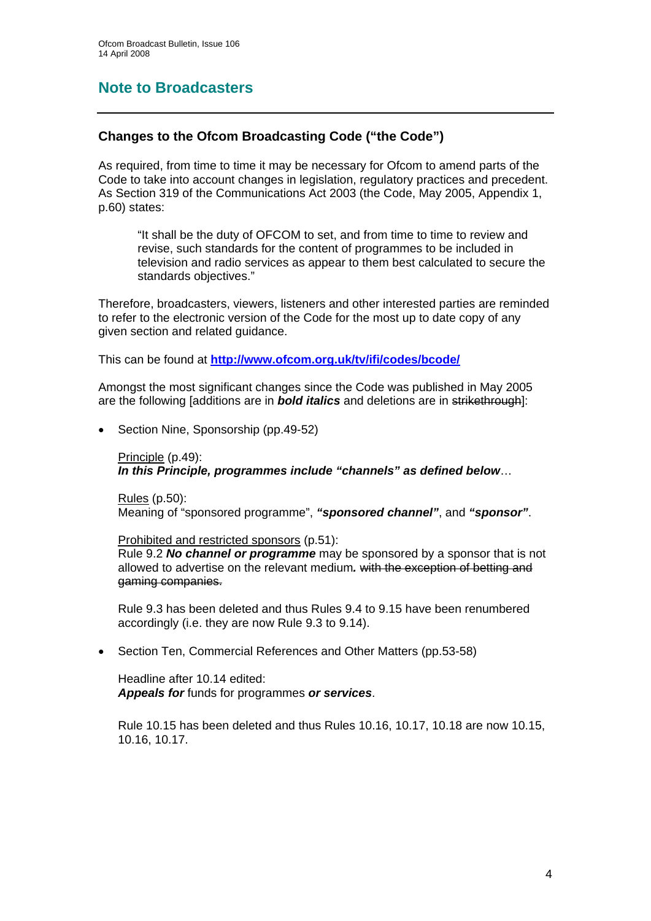## Note to Broadcasters

### Changes to the Ofcom Broadcasting Code ("the Code")

As required, from time to time it may be necessary for Ofcom to amend parts of the Code to take into account changes in legislation, regulatory practices and precedent. As Section 319 of the Communications Act 2003 (the Code, May 2005, Appendix 1, p.60) states:

> "It shall be the duty of OFCOM to set, and from time to time to review and revise, such standards for the content of programmes to be included in television and radio services as appear to them best calculated to secure the standards objectives."

Therefore, broadcasters, viewers, listeners and other interested parties are reminded to refer to the electronic version of the Code for the most up to date copy of any given section and related guidance.

This can be found at **http://www.ofcom.org.uk/tv/ifi/codes/bcode/**

Amongst the most significant changes since the Code was published in May 2005 are the following [additions are in ***bold italics*** and deletions are in ~~strikethrough~~]:

- Section Nine, Sponsorship (pp.49-52)

  Principle (p.49):
  ***In this Principle, programmes include "channels" as defined below***…

  Rules (p.50):
  Meaning of "sponsored programme", ***"sponsored channel"***, and ***"sponsor"***.

  Prohibited and restricted sponsors (p.51):
  Rule 9.2 ***No channel or programme*** may be sponsored by a sponsor that is not allowed to advertise on the relevant medium***.*** ~~with the exception of betting and gaming companies.~~

  Rule 9.3 has been deleted and thus Rules 9.4 to 9.15 have been renumbered accordingly (i.e. they are now Rule 9.3 to 9.14).

- Section Ten, Commercial References and Other Matters (pp.53-58)

  Headline after 10.14 edited:
  ***Appeals for*** funds for programmes ***or services***.

  Rule 10.15 has been deleted and thus Rules 10.16, 10.17, 10.18 are now 10.15, 10.16, 10.17.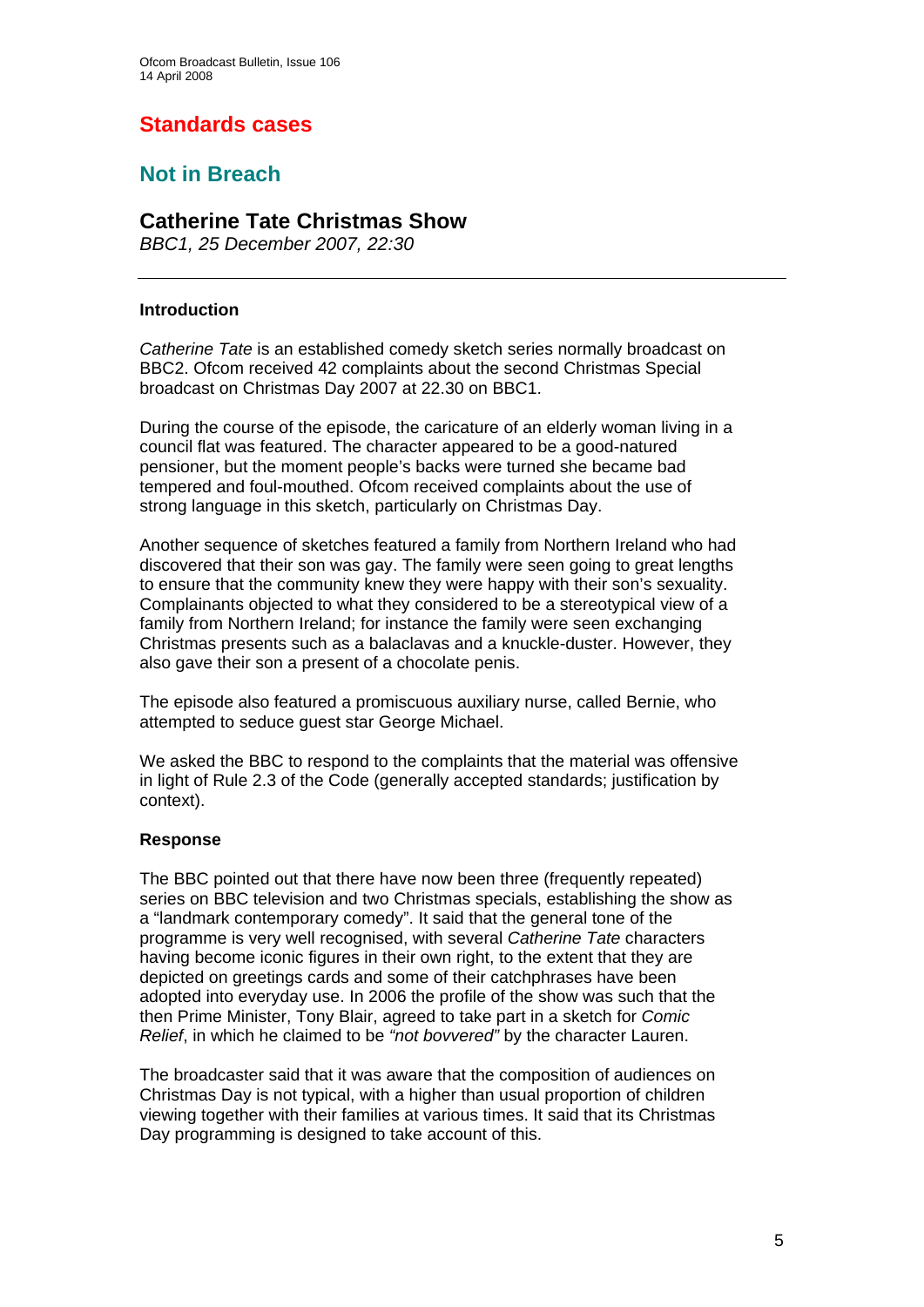# Standards cases

## Not in Breach

### Catherine Tate Christmas Show

*BBC1, 25 December 2007, 22:30*

---

**Introduction**

*Catherine Tate* is an established comedy sketch series normally broadcast on BBC2. Ofcom received 42 complaints about the second Christmas Special broadcast on Christmas Day 2007 at 22.30 on BBC1.

During the course of the episode, the caricature of an elderly woman living in a council flat was featured. The character appeared to be a good-natured pensioner, but the moment people's backs were turned she became bad tempered and foul-mouthed. Ofcom received complaints about the use of strong language in this sketch, particularly on Christmas Day.

Another sequence of sketches featured a family from Northern Ireland who had discovered that their son was gay. The family were seen going to great lengths to ensure that the community knew they were happy with their son's sexuality. Complainants objected to what they considered to be a stereotypical view of a family from Northern Ireland; for instance the family were seen exchanging Christmas presents such as a balaclavas and a knuckle-duster. However, they also gave their son a present of a chocolate penis.

The episode also featured a promiscuous auxiliary nurse, called Bernie, who attempted to seduce guest star George Michael.

We asked the BBC to respond to the complaints that the material was offensive in light of Rule 2.3 of the Code (generally accepted standards; justification by context).

**Response**

The BBC pointed out that there have now been three (frequently repeated) series on BBC television and two Christmas specials, establishing the show as a "landmark contemporary comedy". It said that the general tone of the programme is very well recognised, with several *Catherine Tate* characters having become iconic figures in their own right, to the extent that they are depicted on greetings cards and some of their catchphrases have been adopted into everyday use. In 2006 the profile of the show was such that the then Prime Minister, Tony Blair, agreed to take part in a sketch for *Comic Relief*, in which he claimed to be *"not bovvered"* by the character Lauren.

The broadcaster said that it was aware that the composition of audiences on Christmas Day is not typical, with a higher than usual proportion of children viewing together with their families at various times. It said that its Christmas Day programming is designed to take account of this.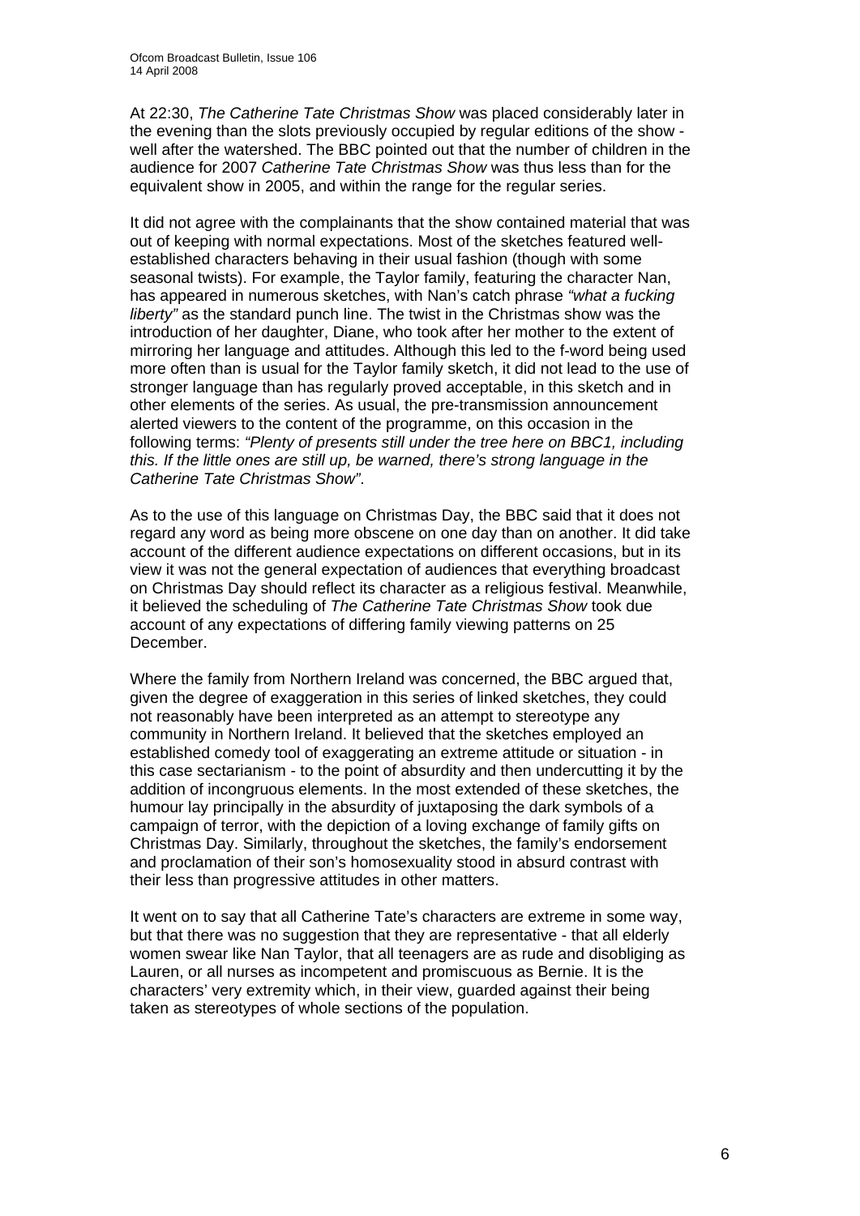At 22:30, *The Catherine Tate Christmas Show* was placed considerably later in the evening than the slots previously occupied by regular editions of the show - well after the watershed. The BBC pointed out that the number of children in the audience for 2007 *Catherine Tate Christmas Show* was thus less than for the equivalent show in 2005, and within the range for the regular series.

It did not agree with the complainants that the show contained material that was out of keeping with normal expectations. Most of the sketches featured well-established characters behaving in their usual fashion (though with some seasonal twists). For example, the Taylor family, featuring the character Nan, has appeared in numerous sketches, with Nan's catch phrase *"what a fucking liberty"* as the standard punch line. The twist in the Christmas show was the introduction of her daughter, Diane, who took after her mother to the extent of mirroring her language and attitudes. Although this led to the f-word being used more often than is usual for the Taylor family sketch, it did not lead to the use of stronger language than has regularly proved acceptable, in this sketch and in other elements of the series. As usual, the pre-transmission announcement alerted viewers to the content of the programme, on this occasion in the following terms: *"Plenty of presents still under the tree here on BBC1, including this. If the little ones are still up, be warned, there's strong language in the Catherine Tate Christmas Show".*

As to the use of this language on Christmas Day, the BBC said that it does not regard any word as being more obscene on one day than on another. It did take account of the different audience expectations on different occasions, but in its view it was not the general expectation of audiences that everything broadcast on Christmas Day should reflect its character as a religious festival. Meanwhile, it believed the scheduling of *The Catherine Tate Christmas Show* took due account of any expectations of differing family viewing patterns on 25 December.

Where the family from Northern Ireland was concerned, the BBC argued that, given the degree of exaggeration in this series of linked sketches, they could not reasonably have been interpreted as an attempt to stereotype any community in Northern Ireland. It believed that the sketches employed an established comedy tool of exaggerating an extreme attitude or situation - in this case sectarianism - to the point of absurdity and then undercutting it by the addition of incongruous elements. In the most extended of these sketches, the humour lay principally in the absurdity of juxtaposing the dark symbols of a campaign of terror, with the depiction of a loving exchange of family gifts on Christmas Day. Similarly, throughout the sketches, the family's endorsement and proclamation of their son's homosexuality stood in absurd contrast with their less than progressive attitudes in other matters.

It went on to say that all Catherine Tate's characters are extreme in some way, but that there was no suggestion that they are representative - that all elderly women swear like Nan Taylor, that all teenagers are as rude and disobliging as Lauren, or all nurses as incompetent and promiscuous as Bernie. It is the characters' very extremity which, in their view, guarded against their being taken as stereotypes of whole sections of the population.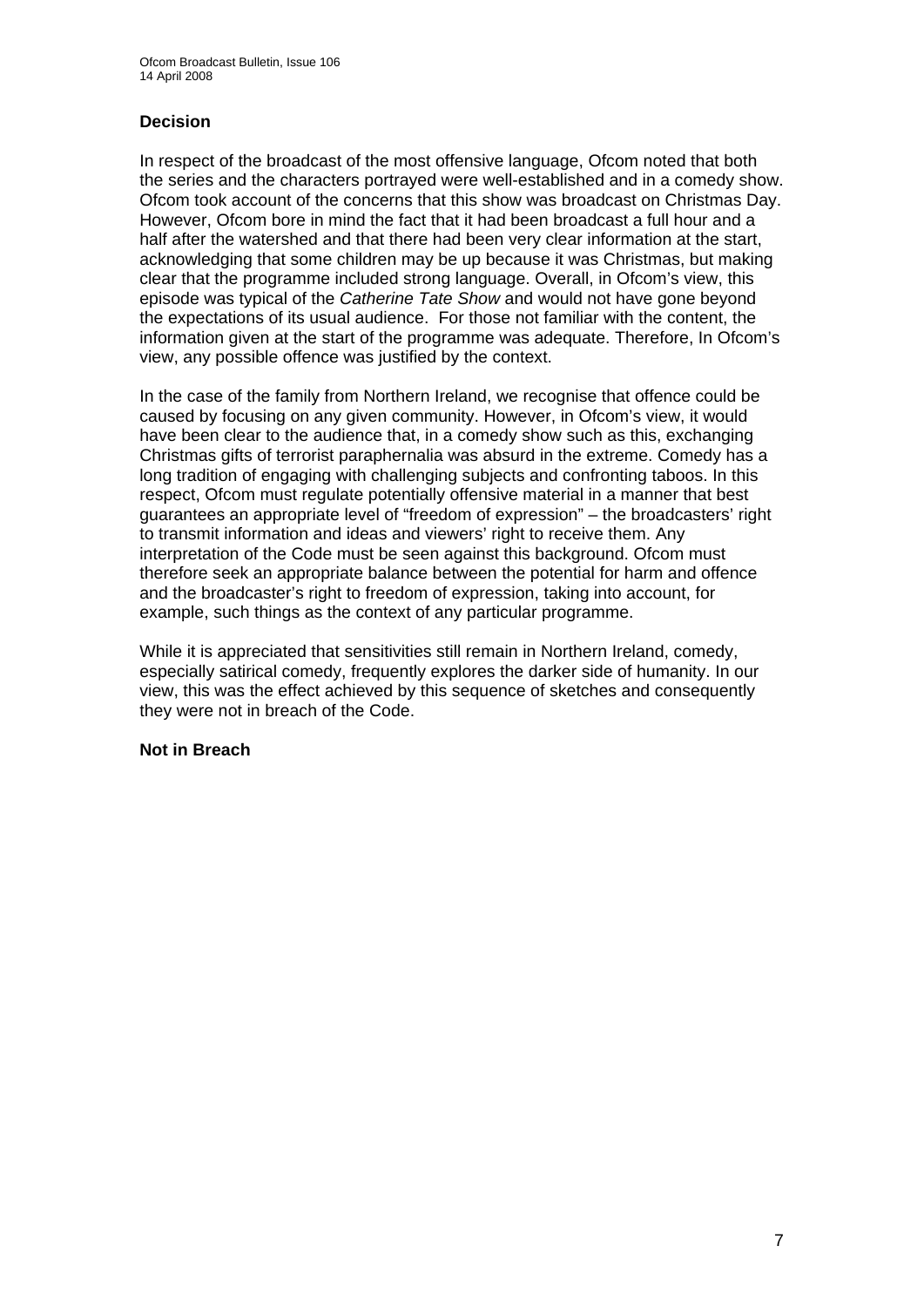### Decision

In respect of the broadcast of the most offensive language, Ofcom noted that both the series and the characters portrayed were well-established and in a comedy show. Ofcom took account of the concerns that this show was broadcast on Christmas Day. However, Ofcom bore in mind the fact that it had been broadcast a full hour and a half after the watershed and that there had been very clear information at the start, acknowledging that some children may be up because it was Christmas, but making clear that the programme included strong language. Overall, in Ofcom's view, this episode was typical of the *Catherine Tate Show* and would not have gone beyond the expectations of its usual audience. For those not familiar with the content, the information given at the start of the programme was adequate. Therefore, In Ofcom's view, any possible offence was justified by the context.

In the case of the family from Northern Ireland, we recognise that offence could be caused by focusing on any given community. However, in Ofcom's view, it would have been clear to the audience that, in a comedy show such as this, exchanging Christmas gifts of terrorist paraphernalia was absurd in the extreme. Comedy has a long tradition of engaging with challenging subjects and confronting taboos. In this respect, Ofcom must regulate potentially offensive material in a manner that best guarantees an appropriate level of "freedom of expression" – the broadcasters' right to transmit information and ideas and viewers' right to receive them. Any interpretation of the Code must be seen against this background. Ofcom must therefore seek an appropriate balance between the potential for harm and offence and the broadcaster's right to freedom of expression, taking into account, for example, such things as the context of any particular programme.

While it is appreciated that sensitivities still remain in Northern Ireland, comedy, especially satirical comedy, frequently explores the darker side of humanity. In our view, this was the effect achieved by this sequence of sketches and consequently they were not in breach of the Code.

**Not in Breach**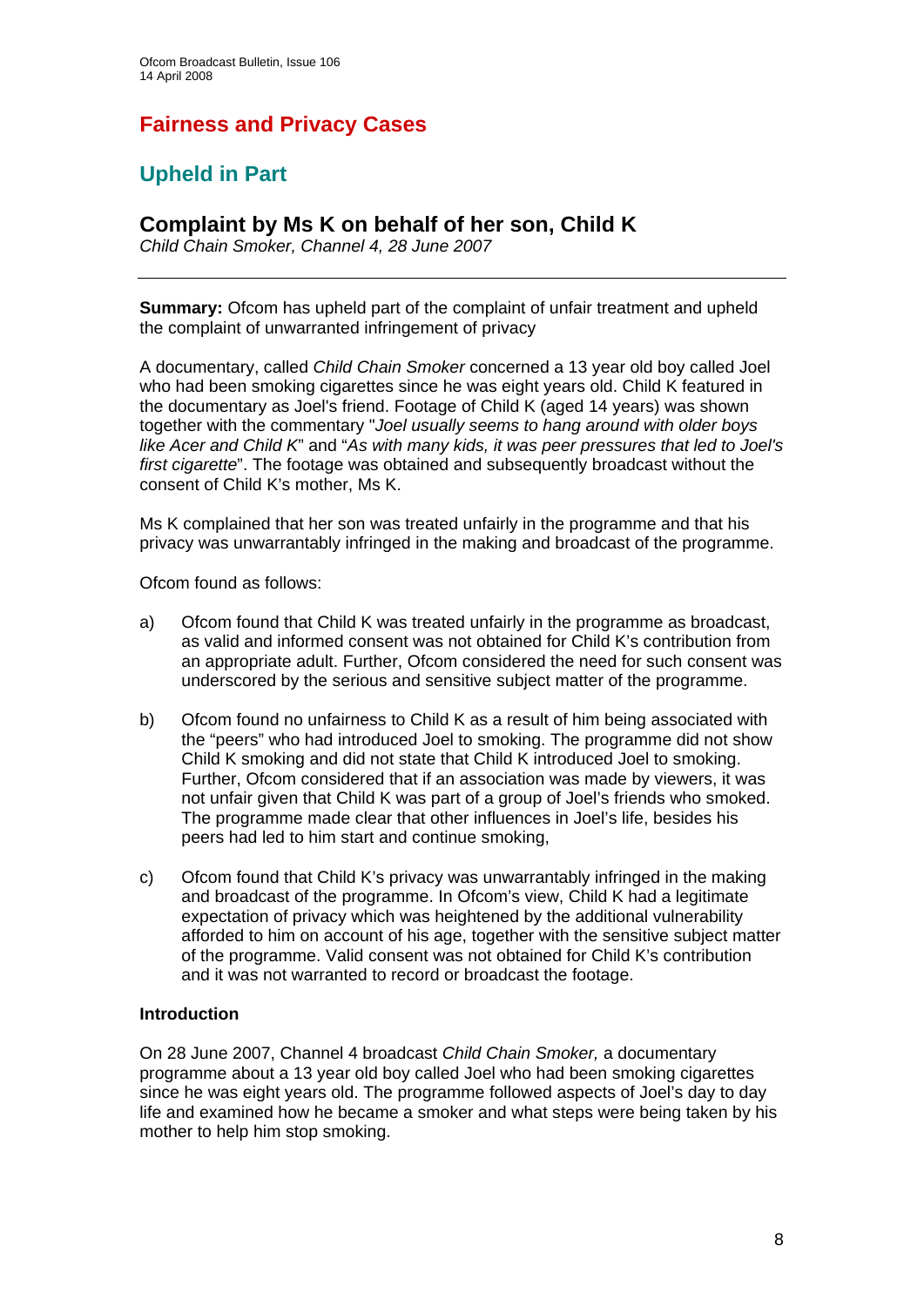# Fairness and Privacy Cases

## Upheld in Part

### Complaint by Ms K on behalf of her son, Child K

*Child Chain Smoker, Channel 4, 28 June 2007*

---

**Summary:** Ofcom has upheld part of the complaint of unfair treatment and upheld the complaint of unwarranted infringement of privacy

A documentary, called *Child Chain Smoker* concerned a 13 year old boy called Joel who had been smoking cigarettes since he was eight years old. Child K featured in the documentary as Joel's friend. Footage of Child K (aged 14 years) was shown together with the commentary "*Joel usually seems to hang around with older boys like Acer and Child K*" and "*As with many kids, it was peer pressures that led to Joel's first cigarette*". The footage was obtained and subsequently broadcast without the consent of Child K's mother, Ms K.

Ms K complained that her son was treated unfairly in the programme and that his privacy was unwarrantably infringed in the making and broadcast of the programme.

Ofcom found as follows:

a) Ofcom found that Child K was treated unfairly in the programme as broadcast, as valid and informed consent was not obtained for Child K's contribution from an appropriate adult. Further, Ofcom considered the need for such consent was underscored by the serious and sensitive subject matter of the programme.

b) Ofcom found no unfairness to Child K as a result of him being associated with the "peers" who had introduced Joel to smoking. The programme did not show Child K smoking and did not state that Child K introduced Joel to smoking. Further, Ofcom considered that if an association was made by viewers, it was not unfair given that Child K was part of a group of Joel's friends who smoked. The programme made clear that other influences in Joel's life, besides his peers had led to him start and continue smoking,

c) Ofcom found that Child K's privacy was unwarrantably infringed in the making and broadcast of the programme. In Ofcom's view, Child K had a legitimate expectation of privacy which was heightened by the additional vulnerability afforded to him on account of his age, together with the sensitive subject matter of the programme. Valid consent was not obtained for Child K's contribution and it was not warranted to record or broadcast the footage.

#### Introduction

On 28 June 2007, Channel 4 broadcast *Child Chain Smoker,* a documentary programme about a 13 year old boy called Joel who had been smoking cigarettes since he was eight years old. The programme followed aspects of Joel's day to day life and examined how he became a smoker and what steps were being taken by his mother to help him stop smoking.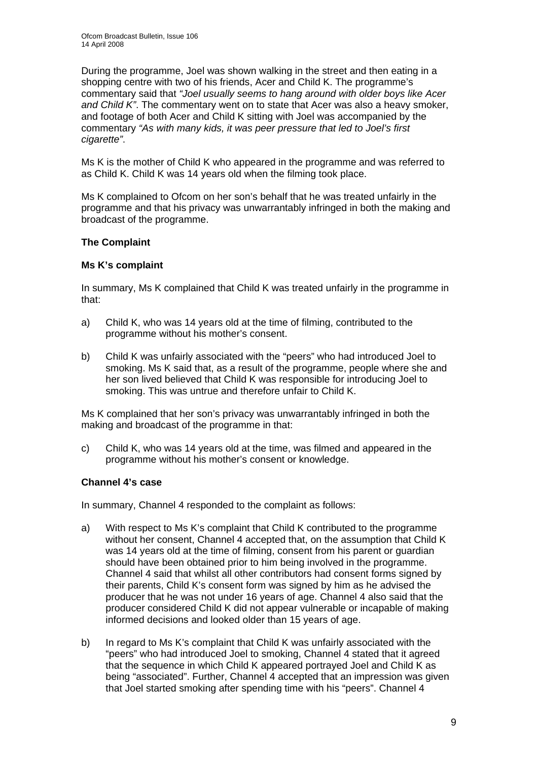During the programme, Joel was shown walking in the street and then eating in a shopping centre with two of his friends, Acer and Child K. The programme's commentary said that *"Joel usually seems to hang around with older boys like Acer and Child K"*. The commentary went on to state that Acer was also a heavy smoker, and footage of both Acer and Child K sitting with Joel was accompanied by the commentary *"As with many kids, it was peer pressure that led to Joel's first cigarette"*.

Ms K is the mother of Child K who appeared in the programme and was referred to as Child K. Child K was 14 years old when the filming took place.

Ms K complained to Ofcom on her son's behalf that he was treated unfairly in the programme and that his privacy was unwarrantably infringed in both the making and broadcast of the programme.

**The Complaint**

**Ms K's complaint**

In summary, Ms K complained that Child K was treated unfairly in the programme in that:

a) Child K, who was 14 years old at the time of filming, contributed to the programme without his mother's consent.

b) Child K was unfairly associated with the "peers" who had introduced Joel to smoking. Ms K said that, as a result of the programme, people where she and her son lived believed that Child K was responsible for introducing Joel to smoking. This was untrue and therefore unfair to Child K.

Ms K complained that her son's privacy was unwarrantably infringed in both the making and broadcast of the programme in that:

c) Child K, who was 14 years old at the time, was filmed and appeared in the programme without his mother's consent or knowledge.

**Channel 4's case**

In summary, Channel 4 responded to the complaint as follows:

a) With respect to Ms K's complaint that Child K contributed to the programme without her consent, Channel 4 accepted that, on the assumption that Child K was 14 years old at the time of filming, consent from his parent or guardian should have been obtained prior to him being involved in the programme. Channel 4 said that whilst all other contributors had consent forms signed by their parents, Child K's consent form was signed by him as he advised the producer that he was not under 16 years of age. Channel 4 also said that the producer considered Child K did not appear vulnerable or incapable of making informed decisions and looked older than 15 years of age.

b) In regard to Ms K's complaint that Child K was unfairly associated with the "peers" who had introduced Joel to smoking, Channel 4 stated that it agreed that the sequence in which Child K appeared portrayed Joel and Child K as being "associated". Further, Channel 4 accepted that an impression was given that Joel started smoking after spending time with his "peers". Channel 4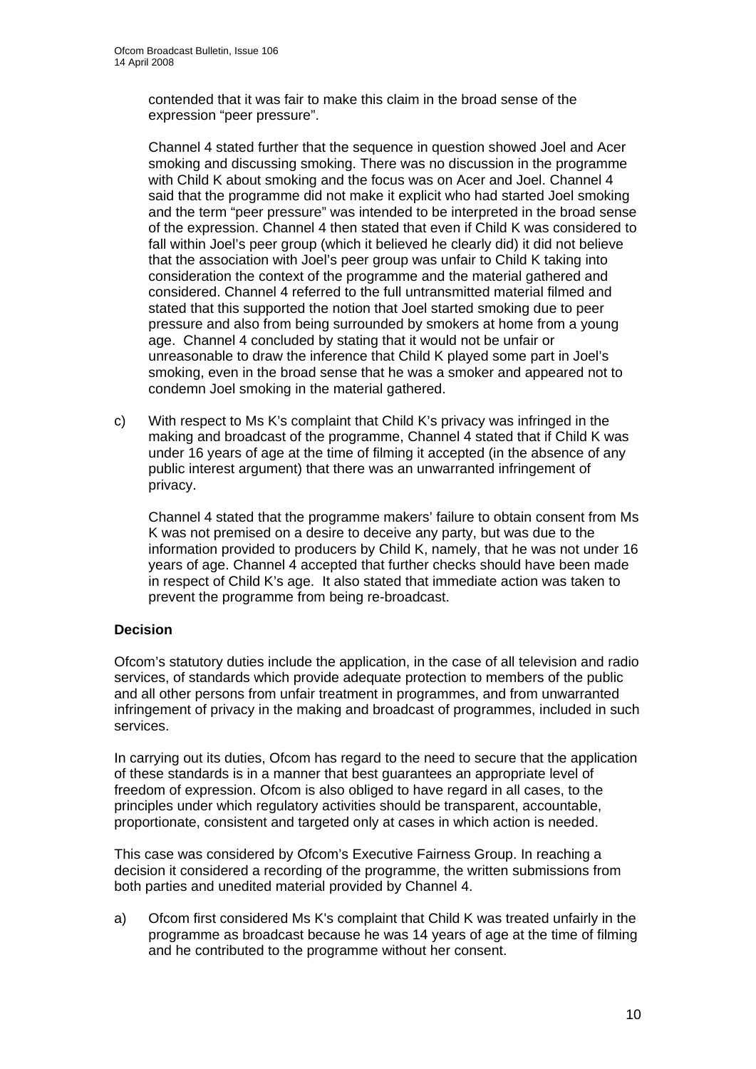contended that it was fair to make this claim in the broad sense of the expression "peer pressure".

Channel 4 stated further that the sequence in question showed Joel and Acer smoking and discussing smoking. There was no discussion in the programme with Child K about smoking and the focus was on Acer and Joel. Channel 4 said that the programme did not make it explicit who had started Joel smoking and the term "peer pressure" was intended to be interpreted in the broad sense of the expression. Channel 4 then stated that even if Child K was considered to fall within Joel's peer group (which it believed he clearly did) it did not believe that the association with Joel's peer group was unfair to Child K taking into consideration the context of the programme and the material gathered and considered. Channel 4 referred to the full untransmitted material filmed and stated that this supported the notion that Joel started smoking due to peer pressure and also from being surrounded by smokers at home from a young age. Channel 4 concluded by stating that it would not be unfair or unreasonable to draw the inference that Child K played some part in Joel's smoking, even in the broad sense that he was a smoker and appeared not to condemn Joel smoking in the material gathered.

c) With respect to Ms K's complaint that Child K's privacy was infringed in the making and broadcast of the programme, Channel 4 stated that if Child K was under 16 years of age at the time of filming it accepted (in the absence of any public interest argument) that there was an unwarranted infringement of privacy.

   Channel 4 stated that the programme makers' failure to obtain consent from Ms K was not premised on a desire to deceive any party, but was due to the information provided to producers by Child K, namely, that he was not under 16 years of age. Channel 4 accepted that further checks should have been made in respect of Child K's age. It also stated that immediate action was taken to prevent the programme from being re-broadcast.

**Decision**

Ofcom's statutory duties include the application, in the case of all television and radio services, of standards which provide adequate protection to members of the public and all other persons from unfair treatment in programmes, and from unwarranted infringement of privacy in the making and broadcast of programmes, included in such services.

In carrying out its duties, Ofcom has regard to the need to secure that the application of these standards is in a manner that best guarantees an appropriate level of freedom of expression. Ofcom is also obliged to have regard in all cases, to the principles under which regulatory activities should be transparent, accountable, proportionate, consistent and targeted only at cases in which action is needed.

This case was considered by Ofcom's Executive Fairness Group. In reaching a decision it considered a recording of the programme, the written submissions from both parties and unedited material provided by Channel 4.

a) Ofcom first considered Ms K's complaint that Child K was treated unfairly in the programme as broadcast because he was 14 years of age at the time of filming and he contributed to the programme without her consent.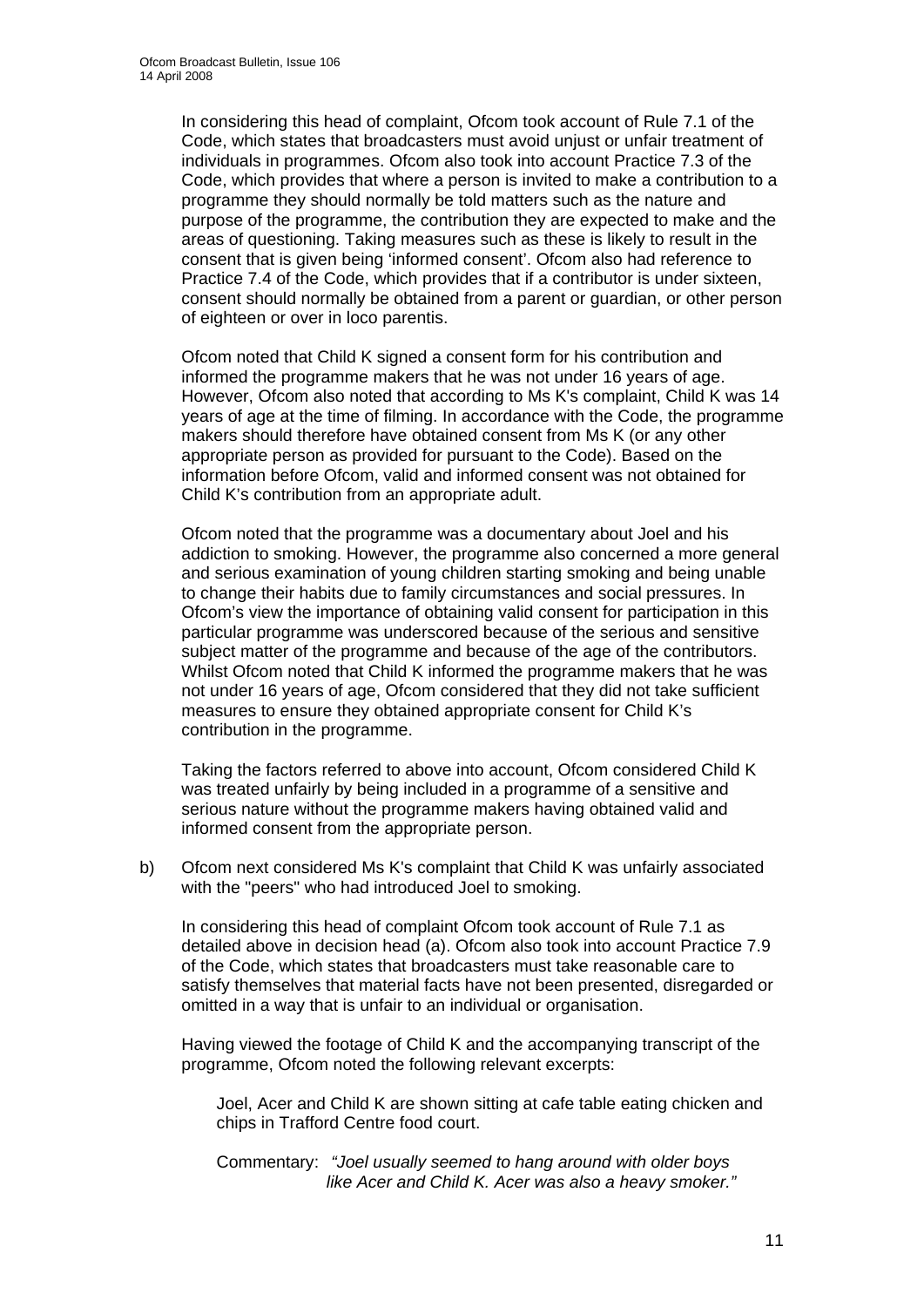In considering this head of complaint, Ofcom took account of Rule 7.1 of the Code, which states that broadcasters must avoid unjust or unfair treatment of individuals in programmes. Ofcom also took into account Practice 7.3 of the Code, which provides that where a person is invited to make a contribution to a programme they should normally be told matters such as the nature and purpose of the programme, the contribution they are expected to make and the areas of questioning. Taking measures such as these is likely to result in the consent that is given being 'informed consent'. Ofcom also had reference to Practice 7.4 of the Code, which provides that if a contributor is under sixteen, consent should normally be obtained from a parent or guardian, or other person of eighteen or over in loco parentis.

Ofcom noted that Child K signed a consent form for his contribution and informed the programme makers that he was not under 16 years of age. However, Ofcom also noted that according to Ms K's complaint, Child K was 14 years of age at the time of filming. In accordance with the Code, the programme makers should therefore have obtained consent from Ms K (or any other appropriate person as provided for pursuant to the Code). Based on the information before Ofcom, valid and informed consent was not obtained for Child K's contribution from an appropriate adult.

Ofcom noted that the programme was a documentary about Joel and his addiction to smoking. However, the programme also concerned a more general and serious examination of young children starting smoking and being unable to change their habits due to family circumstances and social pressures. In Ofcom's view the importance of obtaining valid consent for participation in this particular programme was underscored because of the serious and sensitive subject matter of the programme and because of the age of the contributors. Whilst Ofcom noted that Child K informed the programme makers that he was not under 16 years of age, Ofcom considered that they did not take sufficient measures to ensure they obtained appropriate consent for Child K's contribution in the programme.

Taking the factors referred to above into account, Ofcom considered Child K was treated unfairly by being included in a programme of a sensitive and serious nature without the programme makers having obtained valid and informed consent from the appropriate person.

b) Ofcom next considered Ms K's complaint that Child K was unfairly associated with the "peers" who had introduced Joel to smoking.

In considering this head of complaint Ofcom took account of Rule 7.1 as detailed above in decision head (a). Ofcom also took into account Practice 7.9 of the Code, which states that broadcasters must take reasonable care to satisfy themselves that material facts have not been presented, disregarded or omitted in a way that is unfair to an individual or organisation.

Having viewed the footage of Child K and the accompanying transcript of the programme, Ofcom noted the following relevant excerpts:

> Joel, Acer and Child K are shown sitting at cafe table eating chicken and chips in Trafford Centre food court.
>
> Commentary: *"Joel usually seemed to hang around with older boys like Acer and Child K. Acer was also a heavy smoker."*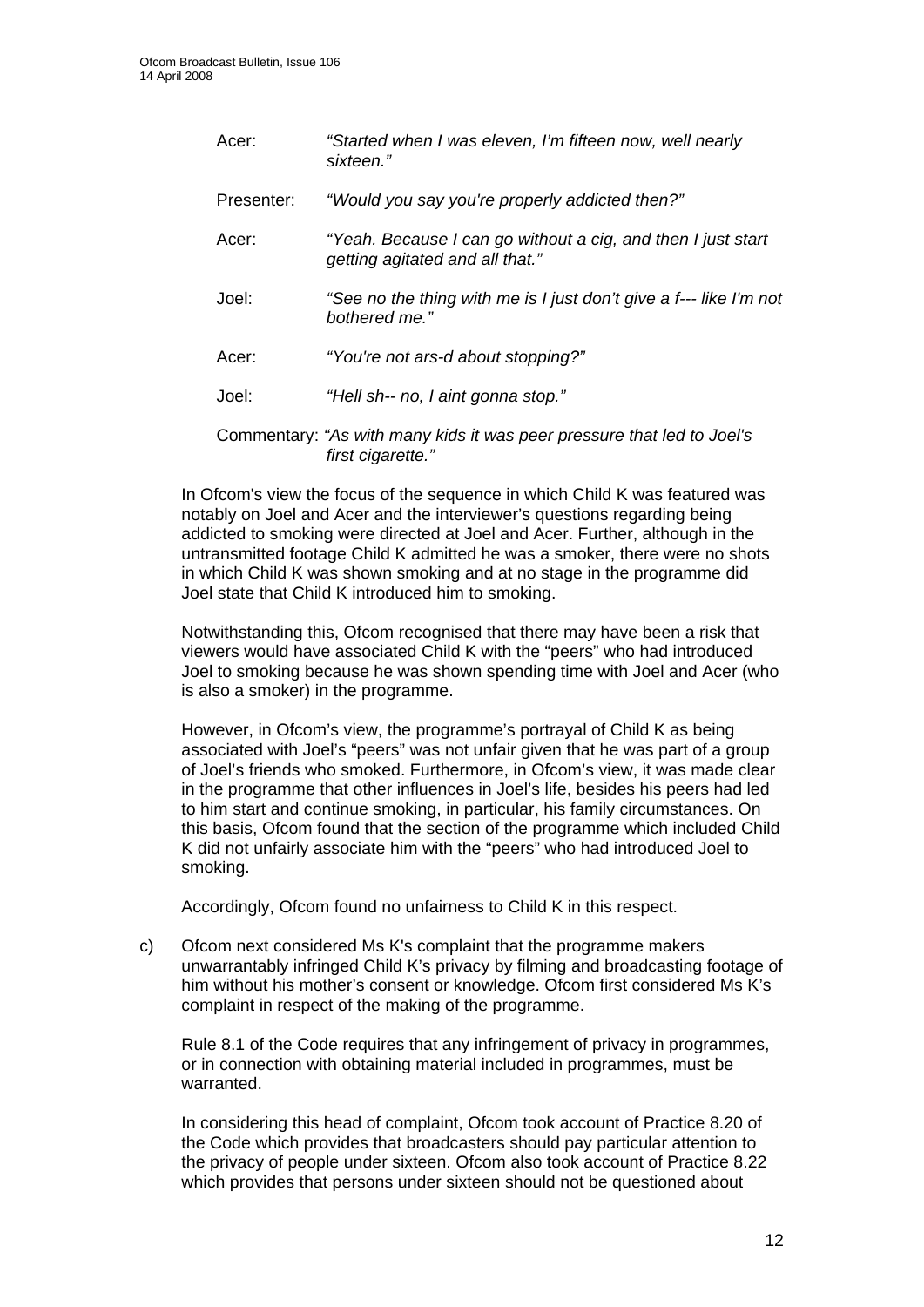| | |
|---|---|
| Acer: | *"Started when I was eleven, I'm fifteen now, well nearly sixteen."* |
| Presenter: | *"Would you say you're properly addicted then?"* |
| Acer: | *"Yeah. Because I can go without a cig, and then I just start getting agitated and all that."* |
| Joel: | *"See no the thing with me is I just don't give a f--- like I'm not bothered me."* |
| Acer: | *"You're not ars-d about stopping?"* |
| Joel: | *"Hell sh-- no, I aint gonna stop."* |

Commentary: *"As with many kids it was peer pressure that led to Joel's first cigarette."*

In Ofcom's view the focus of the sequence in which Child K was featured was notably on Joel and Acer and the interviewer's questions regarding being addicted to smoking were directed at Joel and Acer. Further, although in the untransmitted footage Child K admitted he was a smoker, there were no shots in which Child K was shown smoking and at no stage in the programme did Joel state that Child K introduced him to smoking.

Notwithstanding this, Ofcom recognised that there may have been a risk that viewers would have associated Child K with the "peers" who had introduced Joel to smoking because he was shown spending time with Joel and Acer (who is also a smoker) in the programme.

However, in Ofcom's view, the programme's portrayal of Child K as being associated with Joel's "peers" was not unfair given that he was part of a group of Joel's friends who smoked. Furthermore, in Ofcom's view, it was made clear in the programme that other influences in Joel's life, besides his peers had led to him start and continue smoking, in particular, his family circumstances. On this basis, Ofcom found that the section of the programme which included Child K did not unfairly associate him with the "peers" who had introduced Joel to smoking.

Accordingly, Ofcom found no unfairness to Child K in this respect.

c) Ofcom next considered Ms K's complaint that the programme makers unwarrantably infringed Child K's privacy by filming and broadcasting footage of him without his mother's consent or knowledge. Ofcom first considered Ms K's complaint in respect of the making of the programme.

Rule 8.1 of the Code requires that any infringement of privacy in programmes, or in connection with obtaining material included in programmes, must be warranted.

In considering this head of complaint, Ofcom took account of Practice 8.20 of the Code which provides that broadcasters should pay particular attention to the privacy of people under sixteen. Ofcom also took account of Practice 8.22 which provides that persons under sixteen should not be questioned about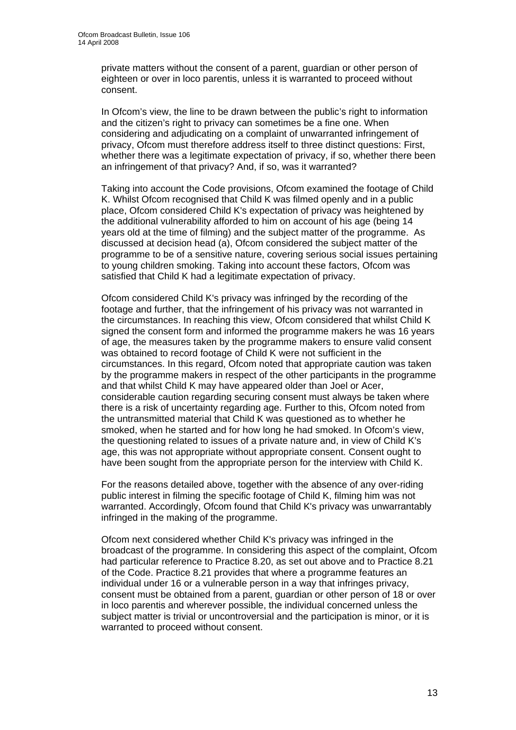private matters without the consent of a parent, guardian or other person of eighteen or over in loco parentis, unless it is warranted to proceed without consent.

In Ofcom's view, the line to be drawn between the public's right to information and the citizen's right to privacy can sometimes be a fine one. When considering and adjudicating on a complaint of unwarranted infringement of privacy, Ofcom must therefore address itself to three distinct questions: First, whether there was a legitimate expectation of privacy, if so, whether there been an infringement of that privacy? And, if so, was it warranted?

Taking into account the Code provisions, Ofcom examined the footage of Child K. Whilst Ofcom recognised that Child K was filmed openly and in a public place, Ofcom considered Child K's expectation of privacy was heightened by the additional vulnerability afforded to him on account of his age (being 14 years old at the time of filming) and the subject matter of the programme. As discussed at decision head (a), Ofcom considered the subject matter of the programme to be of a sensitive nature, covering serious social issues pertaining to young children smoking. Taking into account these factors, Ofcom was satisfied that Child K had a legitimate expectation of privacy.

Ofcom considered Child K's privacy was infringed by the recording of the footage and further, that the infringement of his privacy was not warranted in the circumstances. In reaching this view, Ofcom considered that whilst Child K signed the consent form and informed the programme makers he was 16 years of age, the measures taken by the programme makers to ensure valid consent was obtained to record footage of Child K were not sufficient in the circumstances. In this regard, Ofcom noted that appropriate caution was taken by the programme makers in respect of the other participants in the programme and that whilst Child K may have appeared older than Joel or Acer, considerable caution regarding securing consent must always be taken where there is a risk of uncertainty regarding age. Further to this, Ofcom noted from the untransmitted material that Child K was questioned as to whether he smoked, when he started and for how long he had smoked. In Ofcom's view, the questioning related to issues of a private nature and, in view of Child K's age, this was not appropriate without appropriate consent. Consent ought to have been sought from the appropriate person for the interview with Child K.

For the reasons detailed above, together with the absence of any over-riding public interest in filming the specific footage of Child K, filming him was not warranted. Accordingly, Ofcom found that Child K's privacy was unwarrantably infringed in the making of the programme.

Ofcom next considered whether Child K's privacy was infringed in the broadcast of the programme. In considering this aspect of the complaint, Ofcom had particular reference to Practice 8.20, as set out above and to Practice 8.21 of the Code. Practice 8.21 provides that where a programme features an individual under 16 or a vulnerable person in a way that infringes privacy, consent must be obtained from a parent, guardian or other person of 18 or over in loco parentis and wherever possible, the individual concerned unless the subject matter is trivial or uncontroversial and the participation is minor, or it is warranted to proceed without consent.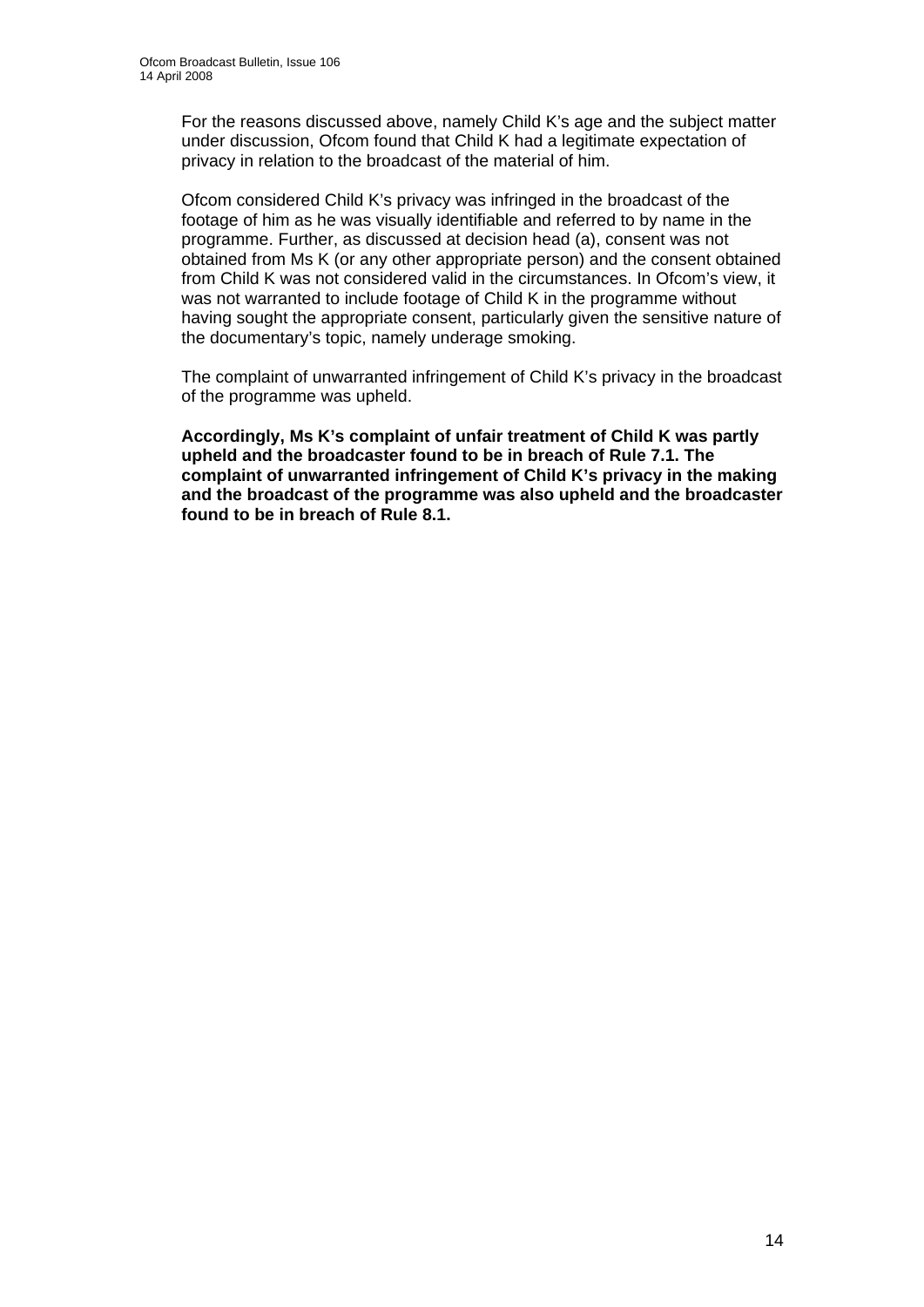For the reasons discussed above, namely Child K's age and the subject matter under discussion, Ofcom found that Child K had a legitimate expectation of privacy in relation to the broadcast of the material of him.

Ofcom considered Child K's privacy was infringed in the broadcast of the footage of him as he was visually identifiable and referred to by name in the programme. Further, as discussed at decision head (a), consent was not obtained from Ms K (or any other appropriate person) and the consent obtained from Child K was not considered valid in the circumstances. In Ofcom's view, it was not warranted to include footage of Child K in the programme without having sought the appropriate consent, particularly given the sensitive nature of the documentary's topic, namely underage smoking.

The complaint of unwarranted infringement of Child K's privacy in the broadcast of the programme was upheld.

**Accordingly, Ms K's complaint of unfair treatment of Child K was partly upheld and the broadcaster found to be in breach of Rule 7.1. The complaint of unwarranted infringement of Child K's privacy in the making and the broadcast of the programme was also upheld and the broadcaster found to be in breach of Rule 8.1.**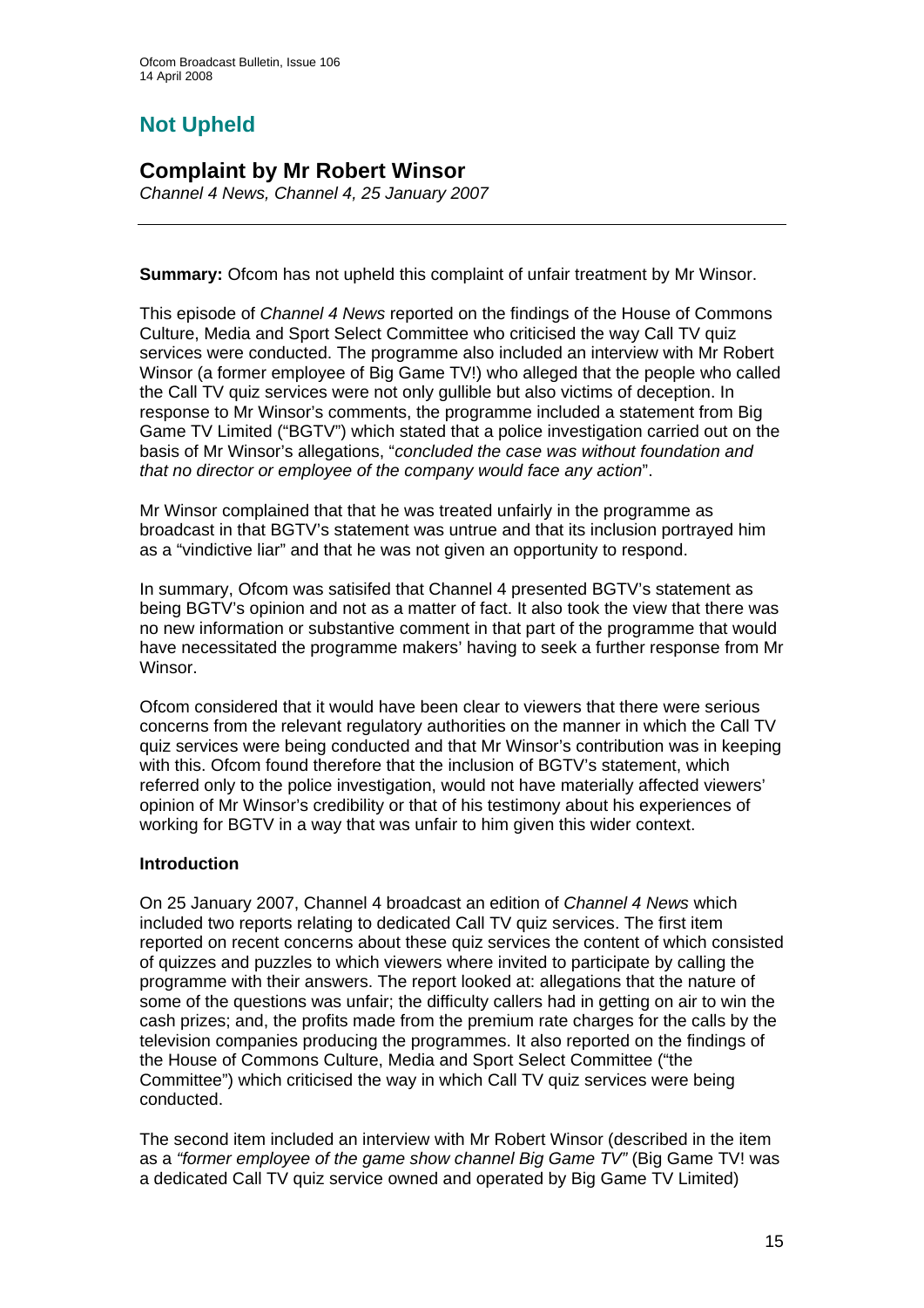## Not Upheld

## Complaint by Mr Robert Winsor

*Channel 4 News, Channel 4, 25 January 2007*

---

**Summary:** Ofcom has not upheld this complaint of unfair treatment by Mr Winsor.

This episode of *Channel 4 News* reported on the findings of the House of Commons Culture, Media and Sport Select Committee who criticised the way Call TV quiz services were conducted. The programme also included an interview with Mr Robert Winsor (a former employee of Big Game TV!) who alleged that the people who called the Call TV quiz services were not only gullible but also victims of deception. In response to Mr Winsor's comments, the programme included a statement from Big Game TV Limited ("BGTV") which stated that a police investigation carried out on the basis of Mr Winsor's allegations, "*concluded the case was without foundation and that no director or employee of the company would face any action*".

Mr Winsor complained that that he was treated unfairly in the programme as broadcast in that BGTV's statement was untrue and that its inclusion portrayed him as a "vindictive liar" and that he was not given an opportunity to respond.

In summary, Ofcom was satisifed that Channel 4 presented BGTV's statement as being BGTV's opinion and not as a matter of fact. It also took the view that there was no new information or substantive comment in that part of the programme that would have necessitated the programme makers' having to seek a further response from Mr Winsor.

Ofcom considered that it would have been clear to viewers that there were serious concerns from the relevant regulatory authorities on the manner in which the Call TV quiz services were being conducted and that Mr Winsor's contribution was in keeping with this. Ofcom found therefore that the inclusion of BGTV's statement, which referred only to the police investigation, would not have materially affected viewers' opinion of Mr Winsor's credibility or that of his testimony about his experiences of working for BGTV in a way that was unfair to him given this wider context.

### Introduction

On 25 January 2007, Channel 4 broadcast an edition of *Channel 4 News* which included two reports relating to dedicated Call TV quiz services. The first item reported on recent concerns about these quiz services the content of which consisted of quizzes and puzzles to which viewers where invited to participate by calling the programme with their answers. The report looked at: allegations that the nature of some of the questions was unfair; the difficulty callers had in getting on air to win the cash prizes; and, the profits made from the premium rate charges for the calls by the television companies producing the programmes. It also reported on the findings of the House of Commons Culture, Media and Sport Select Committee ("the Committee") which criticised the way in which Call TV quiz services were being conducted.

The second item included an interview with Mr Robert Winsor (described in the item as a *"former employee of the game show channel Big Game TV"* (Big Game TV! was a dedicated Call TV quiz service owned and operated by Big Game TV Limited)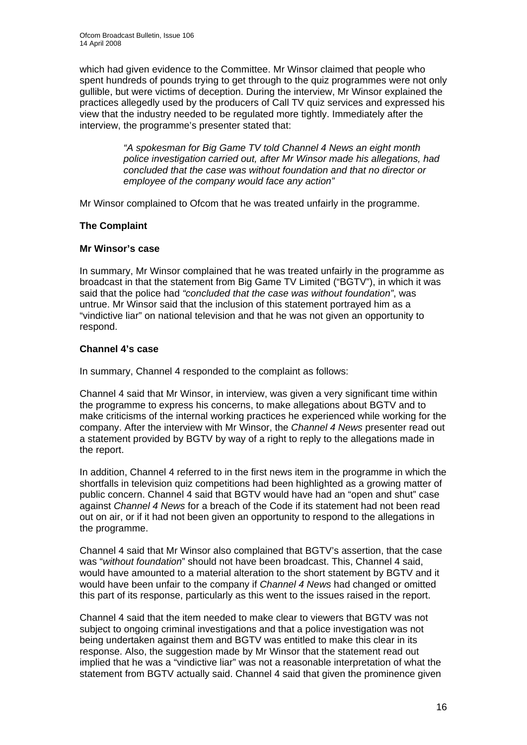which had given evidence to the Committee. Mr Winsor claimed that people who spent hundreds of pounds trying to get through to the quiz programmes were not only gullible, but were victims of deception. During the interview, Mr Winsor explained the practices allegedly used by the producers of Call TV quiz services and expressed his view that the industry needed to be regulated more tightly. Immediately after the interview, the programme's presenter stated that:

> *"A spokesman for Big Game TV told Channel 4 News an eight month police investigation carried out, after Mr Winsor made his allegations, had concluded that the case was without foundation and that no director or employee of the company would face any action"*

Mr Winsor complained to Ofcom that he was treated unfairly in the programme.

**The Complaint**

**Mr Winsor's case**

In summary, Mr Winsor complained that he was treated unfairly in the programme as broadcast in that the statement from Big Game TV Limited ("BGTV"), in which it was said that the police had *"concluded that the case was without foundation"*, was untrue. Mr Winsor said that the inclusion of this statement portrayed him as a "vindictive liar" on national television and that he was not given an opportunity to respond.

**Channel 4's case**

In summary, Channel 4 responded to the complaint as follows:

Channel 4 said that Mr Winsor, in interview, was given a very significant time within the programme to express his concerns, to make allegations about BGTV and to make criticisms of the internal working practices he experienced while working for the company. After the interview with Mr Winsor, the *Channel 4 News* presenter read out a statement provided by BGTV by way of a right to reply to the allegations made in the report.

In addition, Channel 4 referred to in the first news item in the programme in which the shortfalls in television quiz competitions had been highlighted as a growing matter of public concern. Channel 4 said that BGTV would have had an "open and shut" case against *Channel 4 News* for a breach of the Code if its statement had not been read out on air, or if it had not been given an opportunity to respond to the allegations in the programme.

Channel 4 said that Mr Winsor also complained that BGTV's assertion, that the case was "*without foundation*" should not have been broadcast. This, Channel 4 said, would have amounted to a material alteration to the short statement by BGTV and it would have been unfair to the company if *Channel 4 News* had changed or omitted this part of its response, particularly as this went to the issues raised in the report.

Channel 4 said that the item needed to make clear to viewers that BGTV was not subject to ongoing criminal investigations and that a police investigation was not being undertaken against them and BGTV was entitled to make this clear in its response. Also, the suggestion made by Mr Winsor that the statement read out implied that he was a "vindictive liar" was not a reasonable interpretation of what the statement from BGTV actually said. Channel 4 said that given the prominence given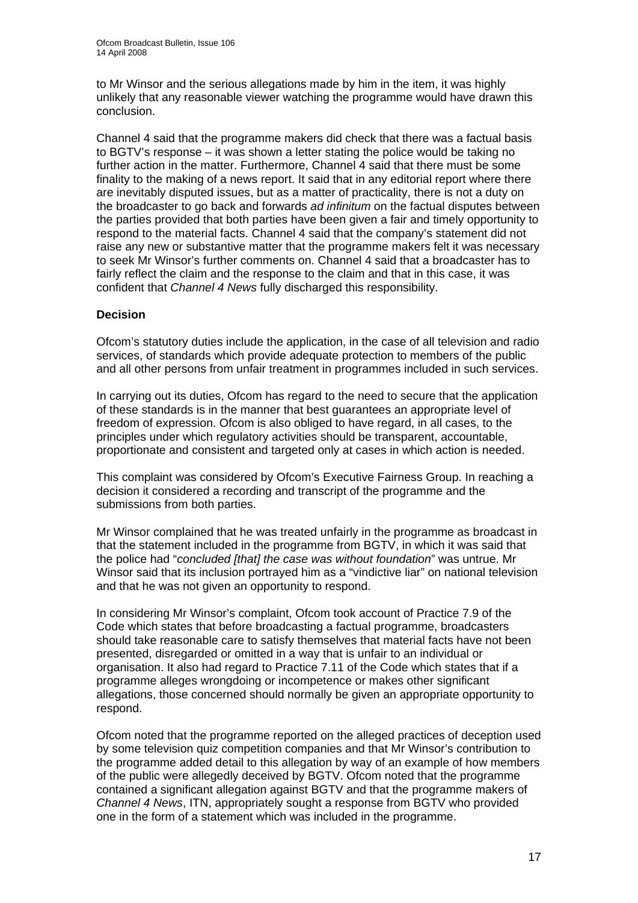to Mr Winsor and the serious allegations made by him in the item, it was highly unlikely that any reasonable viewer watching the programme would have drawn this conclusion.

Channel 4 said that the programme makers did check that there was a factual basis to BGTV's response – it was shown a letter stating the police would be taking no further action in the matter. Furthermore, Channel 4 said that there must be some finality to the making of a news report. It said that in any editorial report where there are inevitably disputed issues, but as a matter of practicality, there is not a duty on the broadcaster to go back and forwards *ad infinitum* on the factual disputes between the parties provided that both parties have been given a fair and timely opportunity to respond to the material facts. Channel 4 said that the company's statement did not raise any new or substantive matter that the programme makers felt it was necessary to seek Mr Winsor's further comments on. Channel 4 said that a broadcaster has to fairly reflect the claim and the response to the claim and that in this case, it was confident that *Channel 4 News* fully discharged this responsibility.

**Decision**

Ofcom's statutory duties include the application, in the case of all television and radio services, of standards which provide adequate protection to members of the public and all other persons from unfair treatment in programmes included in such services.

In carrying out its duties, Ofcom has regard to the need to secure that the application of these standards is in the manner that best guarantees an appropriate level of freedom of expression. Ofcom is also obliged to have regard, in all cases, to the principles under which regulatory activities should be transparent, accountable, proportionate and consistent and targeted only at cases in which action is needed.

This complaint was considered by Ofcom's Executive Fairness Group. In reaching a decision it considered a recording and transcript of the programme and the submissions from both parties.

Mr Winsor complained that he was treated unfairly in the programme as broadcast in that the statement included in the programme from BGTV, in which it was said that the police had "*concluded [that] the case was without foundation*" was untrue. Mr Winsor said that its inclusion portrayed him as a "vindictive liar" on national television and that he was not given an opportunity to respond.

In considering Mr Winsor's complaint, Ofcom took account of Practice 7.9 of the Code which states that before broadcasting a factual programme, broadcasters should take reasonable care to satisfy themselves that material facts have not been presented, disregarded or omitted in a way that is unfair to an individual or organisation. It also had regard to Practice 7.11 of the Code which states that if a programme alleges wrongdoing or incompetence or makes other significant allegations, those concerned should normally be given an appropriate opportunity to respond.

Ofcom noted that the programme reported on the alleged practices of deception used by some television quiz competition companies and that Mr Winsor's contribution to the programme added detail to this allegation by way of an example of how members of the public were allegedly deceived by BGTV. Ofcom noted that the programme contained a significant allegation against BGTV and that the programme makers of *Channel 4 News*, ITN, appropriately sought a response from BGTV who provided one in the form of a statement which was included in the programme.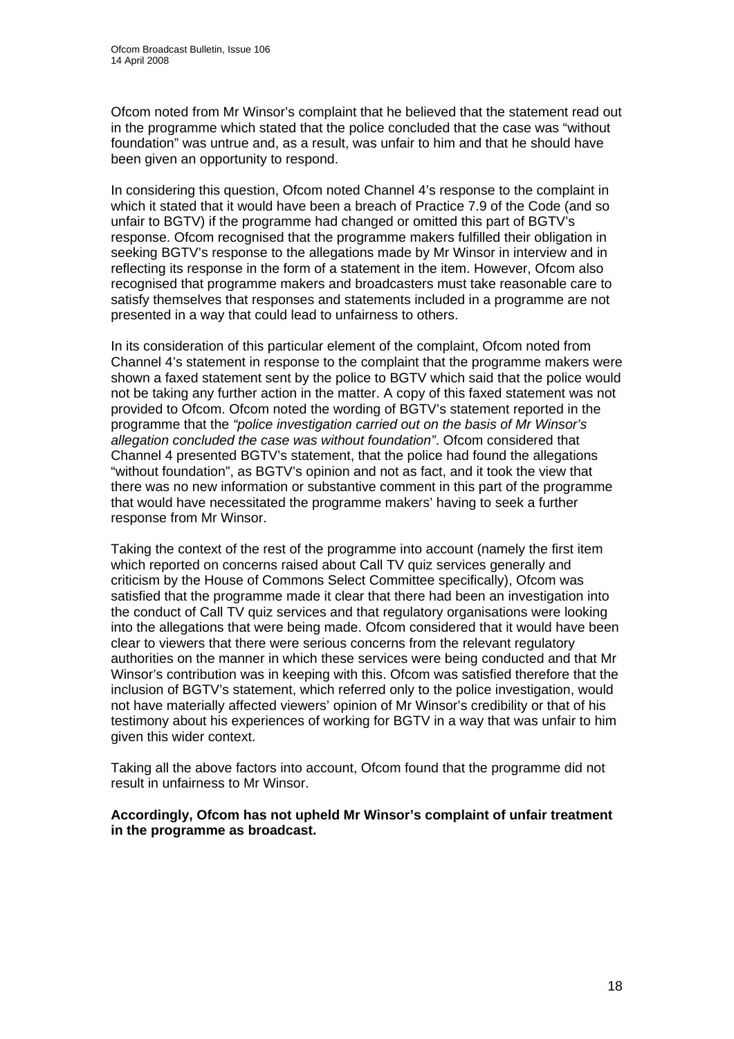Ofcom noted from Mr Winsor's complaint that he believed that the statement read out in the programme which stated that the police concluded that the case was "without foundation" was untrue and, as a result, was unfair to him and that he should have been given an opportunity to respond.

In considering this question, Ofcom noted Channel 4's response to the complaint in which it stated that it would have been a breach of Practice 7.9 of the Code (and so unfair to BGTV) if the programme had changed or omitted this part of BGTV's response. Ofcom recognised that the programme makers fulfilled their obligation in seeking BGTV's response to the allegations made by Mr Winsor in interview and in reflecting its response in the form of a statement in the item. However, Ofcom also recognised that programme makers and broadcasters must take reasonable care to satisfy themselves that responses and statements included in a programme are not presented in a way that could lead to unfairness to others.

In its consideration of this particular element of the complaint, Ofcom noted from Channel 4's statement in response to the complaint that the programme makers were shown a faxed statement sent by the police to BGTV which said that the police would not be taking any further action in the matter. A copy of this faxed statement was not provided to Ofcom. Ofcom noted the wording of BGTV's statement reported in the programme that the *"police investigation carried out on the basis of Mr Winsor's allegation concluded the case was without foundation"*. Ofcom considered that Channel 4 presented BGTV's statement, that the police had found the allegations "without foundation", as BGTV's opinion and not as fact, and it took the view that there was no new information or substantive comment in this part of the programme that would have necessitated the programme makers' having to seek a further response from Mr Winsor.

Taking the context of the rest of the programme into account (namely the first item which reported on concerns raised about Call TV quiz services generally and criticism by the House of Commons Select Committee specifically), Ofcom was satisfied that the programme made it clear that there had been an investigation into the conduct of Call TV quiz services and that regulatory organisations were looking into the allegations that were being made. Ofcom considered that it would have been clear to viewers that there were serious concerns from the relevant regulatory authorities on the manner in which these services were being conducted and that Mr Winsor's contribution was in keeping with this. Ofcom was satisfied therefore that the inclusion of BGTV's statement, which referred only to the police investigation, would not have materially affected viewers' opinion of Mr Winsor's credibility or that of his testimony about his experiences of working for BGTV in a way that was unfair to him given this wider context.

Taking all the above factors into account, Ofcom found that the programme did not result in unfairness to Mr Winsor.

**Accordingly, Ofcom has not upheld Mr Winsor's complaint of unfair treatment in the programme as broadcast.**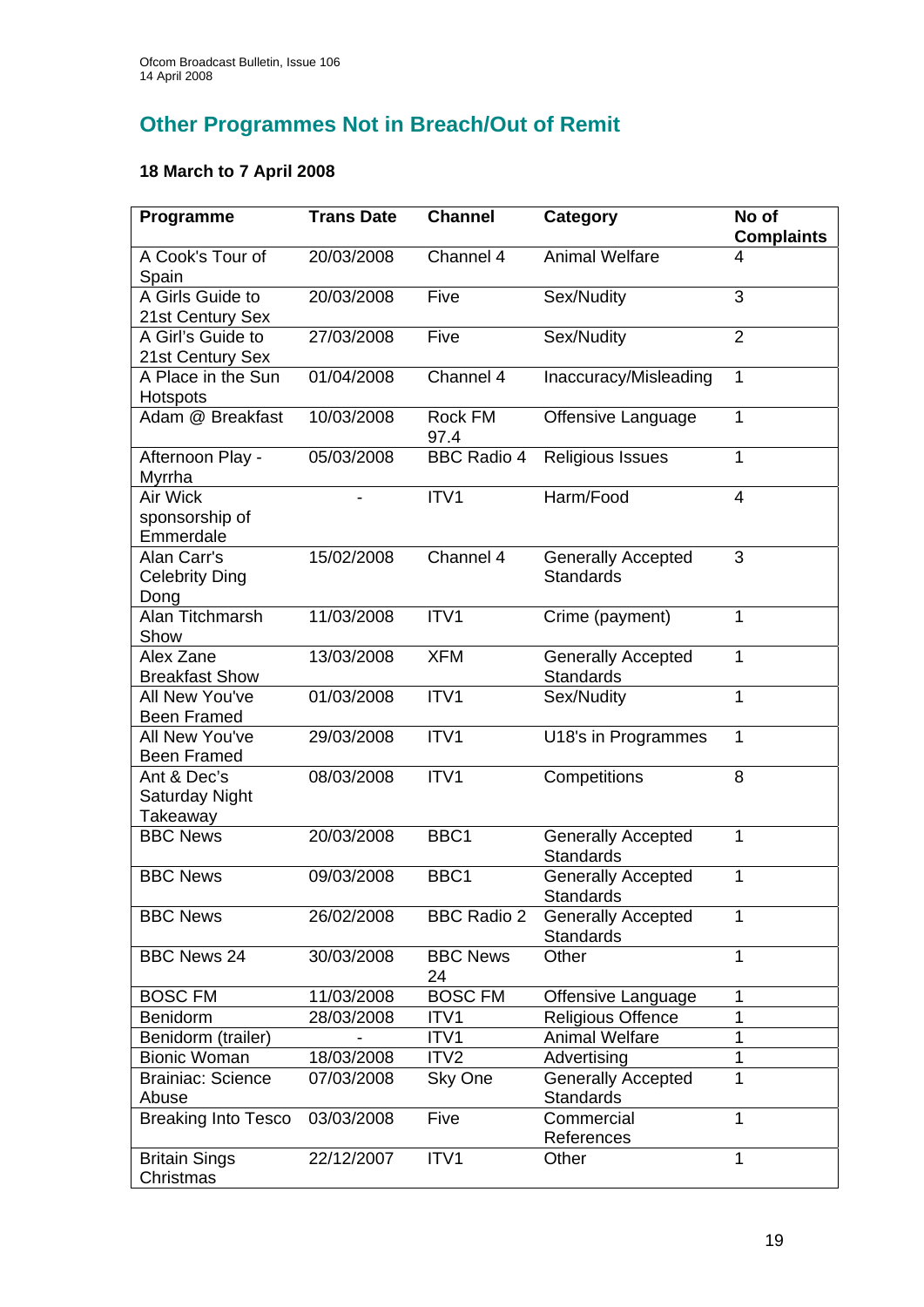## Other Programmes Not in Breach/Out of Remit

**18 March to 7 April 2008**

| Programme | Trans Date | Channel | Category | No of Complaints |
|---|---|---|---|---|
| A Cook's Tour of Spain | 20/03/2008 | Channel 4 | Animal Welfare | 4 |
| A Girls Guide to 21st Century Sex | 20/03/2008 | Five | Sex/Nudity | 3 |
| A Girl's Guide to 21st Century Sex | 27/03/2008 | Five | Sex/Nudity | 2 |
| A Place in the Sun Hotspots | 01/04/2008 | Channel 4 | Inaccuracy/Misleading | 1 |
| Adam @ Breakfast | 10/03/2008 | Rock FM 97.4 | Offensive Language | 1 |
| Afternoon Play - Myrrha | 05/03/2008 | BBC Radio 4 | Religious Issues | 1 |
| Air Wick sponsorship of Emmerdale | - | ITV1 | Harm/Food | 4 |
| Alan Carr's Celebrity Ding Dong | 15/02/2008 | Channel 4 | Generally Accepted Standards | 3 |
| Alan Titchmarsh Show | 11/03/2008 | ITV1 | Crime (payment) | 1 |
| Alex Zane Breakfast Show | 13/03/2008 | XFM | Generally Accepted Standards | 1 |
| All New You've Been Framed | 01/03/2008 | ITV1 | Sex/Nudity | 1 |
| All New You've Been Framed | 29/03/2008 | ITV1 | U18's in Programmes | 1 |
| Ant & Dec's Saturday Night Takeaway | 08/03/2008 | ITV1 | Competitions | 8 |
| BBC News | 20/03/2008 | BBC1 | Generally Accepted Standards | 1 |
| BBC News | 09/03/2008 | BBC1 | Generally Accepted Standards | 1 |
| BBC News | 26/02/2008 | BBC Radio 2 | Generally Accepted Standards | 1 |
| BBC News 24 | 30/03/2008 | BBC News 24 | Other | 1 |
| BOSC FM | 11/03/2008 | BOSC FM | Offensive Language | 1 |
| Benidorm | 28/03/2008 | ITV1 | Religious Offence | 1 |
| Benidorm (trailer) | - | ITV1 | Animal Welfare | 1 |
| Bionic Woman | 18/03/2008 | ITV2 | Advertising | 1 |
| Brainiac: Science Abuse | 07/03/2008 | Sky One | Generally Accepted Standards | 1 |
| Breaking Into Tesco | 03/03/2008 | Five | Commercial References | 1 |
| Britain Sings Christmas | 22/12/2007 | ITV1 | Other | 1 |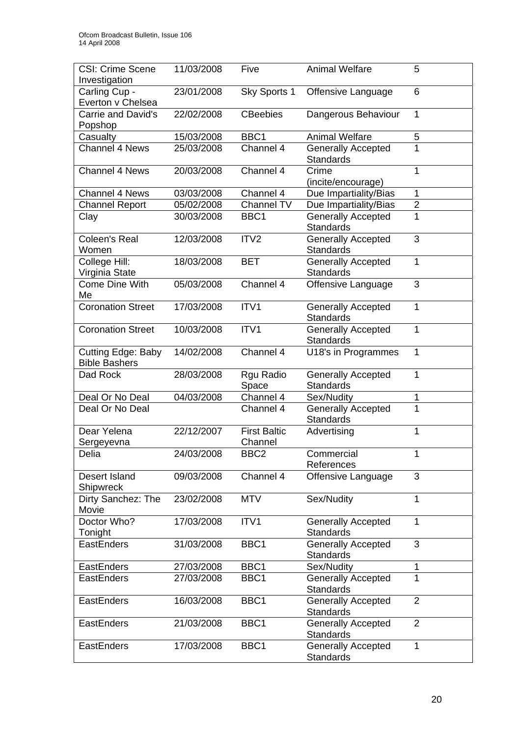| CSI: Crime Scene Investigation | 11/03/2008 | Five | Animal Welfare | 5 |
|---|---|---|---|---|
| Carling Cup - Everton v Chelsea | 23/01/2008 | Sky Sports 1 | Offensive Language | 6 |
| Carrie and David's Popshop | 22/02/2008 | CBeebies | Dangerous Behaviour | 1 |
| Casualty | 15/03/2008 | BBC1 | Animal Welfare | 5 |
| Channel 4 News | 25/03/2008 | Channel 4 | Generally Accepted Standards | 1 |
| Channel 4 News | 20/03/2008 | Channel 4 | Crime (incite/encourage) | 1 |
| Channel 4 News | 03/03/2008 | Channel 4 | Due Impartiality/Bias | 1 |
| Channel Report | 05/02/2008 | Channel TV | Due Impartiality/Bias | 2 |
| Clay | 30/03/2008 | BBC1 | Generally Accepted Standards | 1 |
| Coleen's Real Women | 12/03/2008 | ITV2 | Generally Accepted Standards | 3 |
| College Hill: Virginia State | 18/03/2008 | BET | Generally Accepted Standards | 1 |
| Come Dine With Me | 05/03/2008 | Channel 4 | Offensive Language | 3 |
| Coronation Street | 17/03/2008 | ITV1 | Generally Accepted Standards | 1 |
| Coronation Street | 10/03/2008 | ITV1 | Generally Accepted Standards | 1 |
| Cutting Edge: Baby Bible Bashers | 14/02/2008 | Channel 4 | U18's in Programmes | 1 |
| Dad Rock | 28/03/2008 | Rgu Radio Space | Generally Accepted Standards | 1 |
| Deal Or No Deal | 04/03/2008 | Channel 4 | Sex/Nudity | 1 |
| Deal Or No Deal | | Channel 4 | Generally Accepted Standards | 1 |
| Dear Yelena Sergeyevna | 22/12/2007 | First Baltic Channel | Advertising | 1 |
| Delia | 24/03/2008 | BBC2 | Commercial References | 1 |
| Desert Island Shipwreck | 09/03/2008 | Channel 4 | Offensive Language | 3 |
| Dirty Sanchez: The Movie | 23/02/2008 | MTV | Sex/Nudity | 1 |
| Doctor Who? Tonight | 17/03/2008 | ITV1 | Generally Accepted Standards | 1 |
| EastEnders | 31/03/2008 | BBC1 | Generally Accepted Standards | 3 |
| EastEnders | 27/03/2008 | BBC1 | Sex/Nudity | 1 |
| EastEnders | 27/03/2008 | BBC1 | Generally Accepted Standards | 1 |
| EastEnders | 16/03/2008 | BBC1 | Generally Accepted Standards | 2 |
| EastEnders | 21/03/2008 | BBC1 | Generally Accepted Standards | 2 |
| EastEnders | 17/03/2008 | BBC1 | Generally Accepted Standards | 1 |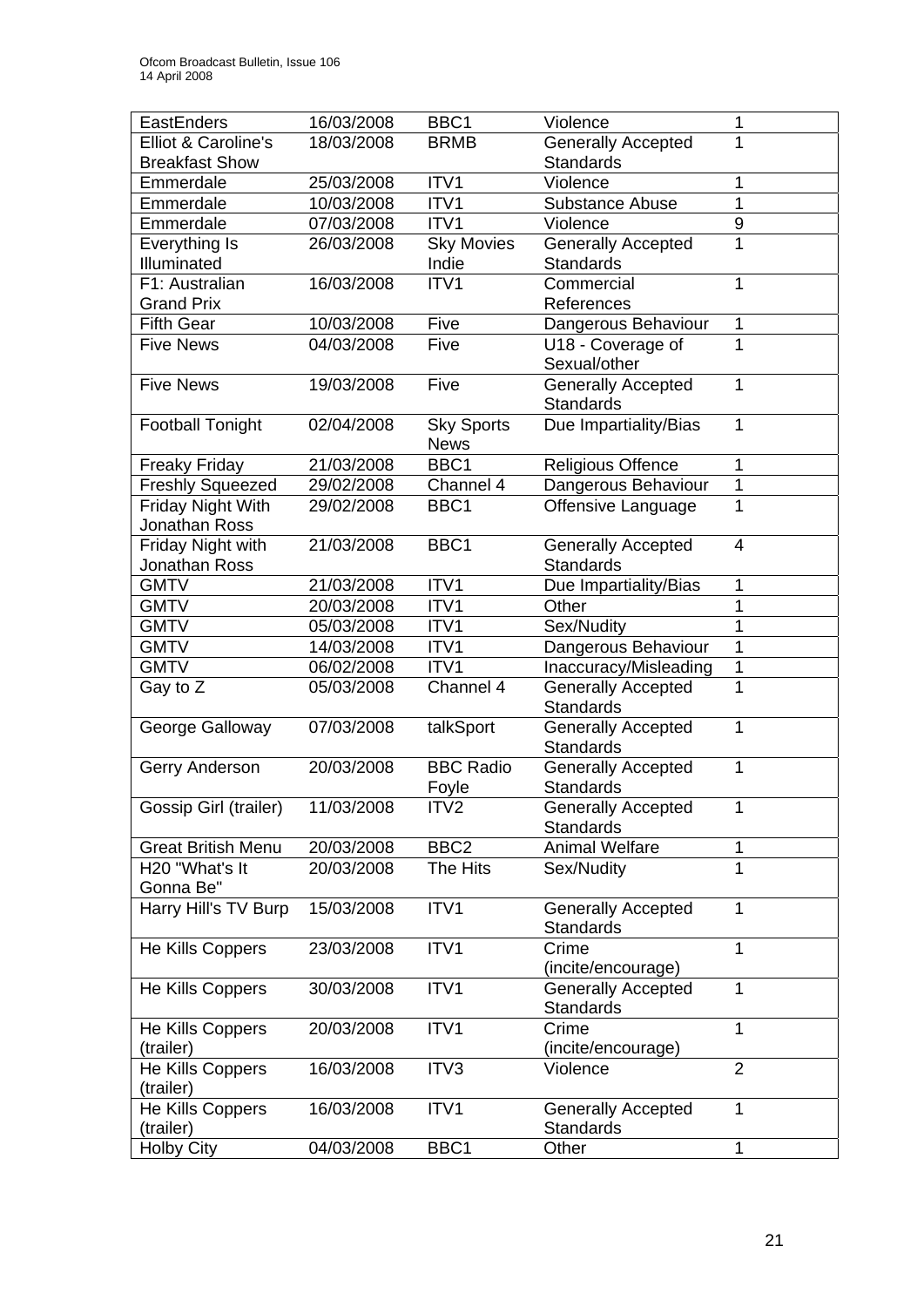| | | | | |
|---|---|---|---|---|
| EastEnders | 16/03/2008 | BBC1 | Violence | 1 |
| Elliot & Caroline's Breakfast Show | 18/03/2008 | BRMB | Generally Accepted Standards | 1 |
| Emmerdale | 25/03/2008 | ITV1 | Violence | 1 |
| Emmerdale | 10/03/2008 | ITV1 | Substance Abuse | 1 |
| Emmerdale | 07/03/2008 | ITV1 | Violence | 9 |
| Everything Is Illuminated | 26/03/2008 | Sky Movies Indie | Generally Accepted Standards | 1 |
| F1: Australian Grand Prix | 16/03/2008 | ITV1 | Commercial References | 1 |
| Fifth Gear | 10/03/2008 | Five | Dangerous Behaviour | 1 |
| Five News | 04/03/2008 | Five | U18 - Coverage of Sexual/other | 1 |
| Five News | 19/03/2008 | Five | Generally Accepted Standards | 1 |
| Football Tonight | 02/04/2008 | Sky Sports News | Due Impartiality/Bias | 1 |
| Freaky Friday | 21/03/2008 | BBC1 | Religious Offence | 1 |
| Freshly Squeezed | 29/02/2008 | Channel 4 | Dangerous Behaviour | 1 |
| Friday Night With Jonathan Ross | 29/02/2008 | BBC1 | Offensive Language | 1 |
| Friday Night with Jonathan Ross | 21/03/2008 | BBC1 | Generally Accepted Standards | 4 |
| GMTV | 21/03/2008 | ITV1 | Due Impartiality/Bias | 1 |
| GMTV | 20/03/2008 | ITV1 | Other | 1 |
| GMTV | 05/03/2008 | ITV1 | Sex/Nudity | 1 |
| GMTV | 14/03/2008 | ITV1 | Dangerous Behaviour | 1 |
| GMTV | 06/02/2008 | ITV1 | Inaccuracy/Misleading | 1 |
| Gay to Z | 05/03/2008 | Channel 4 | Generally Accepted Standards | 1 |
| George Galloway | 07/03/2008 | talkSport | Generally Accepted Standards | 1 |
| Gerry Anderson | 20/03/2008 | BBC Radio Foyle | Generally Accepted Standards | 1 |
| Gossip Girl (trailer) | 11/03/2008 | ITV2 | Generally Accepted Standards | 1 |
| Great British Menu | 20/03/2008 | BBC2 | Animal Welfare | 1 |
| H20 "What's It Gonna Be" | 20/03/2008 | The Hits | Sex/Nudity | 1 |
| Harry Hill's TV Burp | 15/03/2008 | ITV1 | Generally Accepted Standards | 1 |
| He Kills Coppers | 23/03/2008 | ITV1 | Crime (incite/encourage) | 1 |
| He Kills Coppers | 30/03/2008 | ITV1 | Generally Accepted Standards | 1 |
| He Kills Coppers (trailer) | 20/03/2008 | ITV1 | Crime (incite/encourage) | 1 |
| He Kills Coppers (trailer) | 16/03/2008 | ITV3 | Violence | 2 |
| He Kills Coppers (trailer) | 16/03/2008 | ITV1 | Generally Accepted Standards | 1 |
| Holby City | 04/03/2008 | BBC1 | Other | 1 |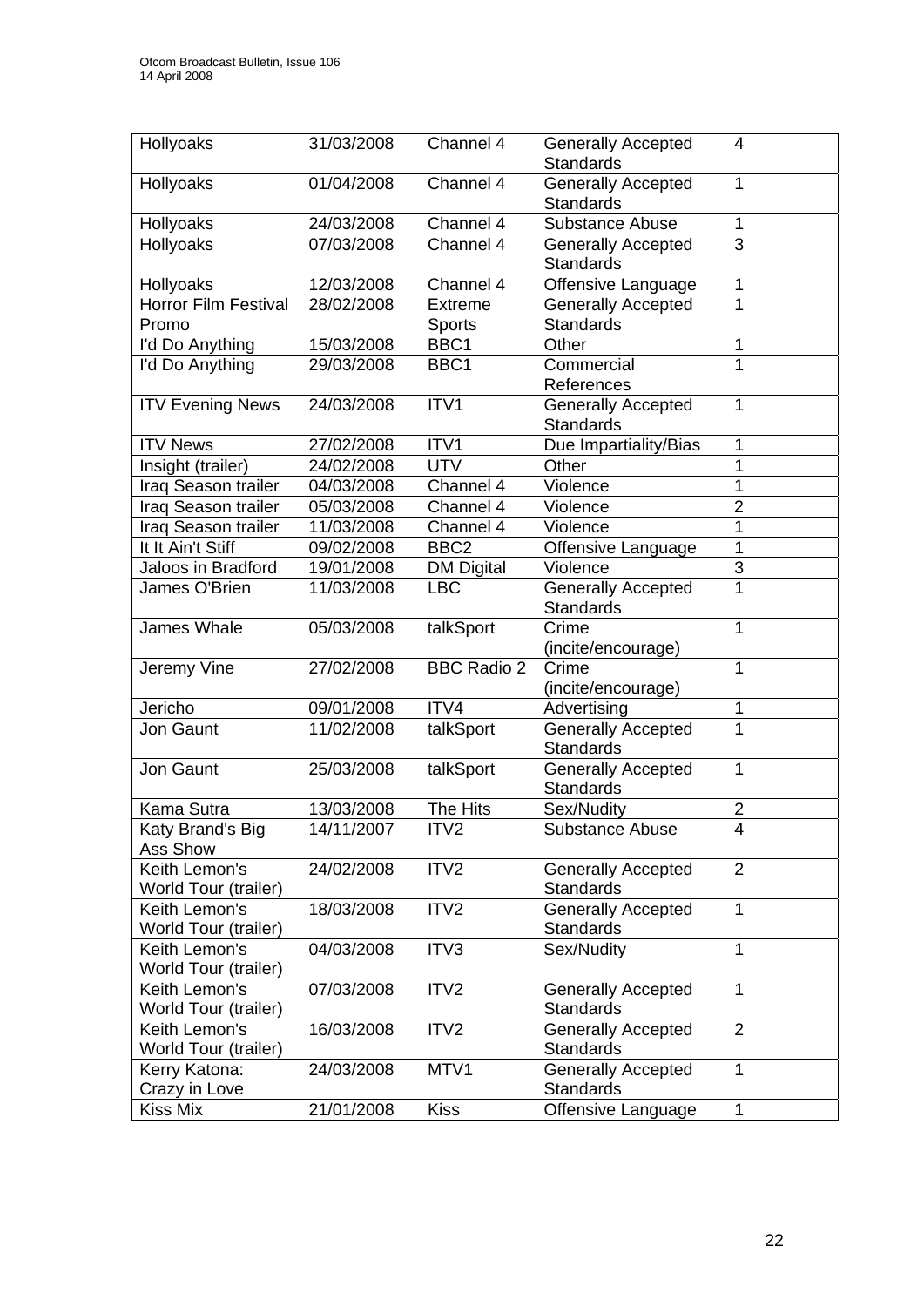| Hollyoaks | 31/03/2008 | Channel 4 | Generally Accepted Standards | 4 |
|---|---|---|---|---|
| Hollyoaks | 01/04/2008 | Channel 4 | Generally Accepted Standards | 1 |
| Hollyoaks | 24/03/2008 | Channel 4 | Substance Abuse | 1 |
| Hollyoaks | 07/03/2008 | Channel 4 | Generally Accepted Standards | 3 |
| Hollyoaks | 12/03/2008 | Channel 4 | Offensive Language | 1 |
| Horror Film Festival Promo | 28/02/2008 | Extreme Sports | Generally Accepted Standards | 1 |
| I'd Do Anything | 15/03/2008 | BBC1 | Other | 1 |
| I'd Do Anything | 29/03/2008 | BBC1 | Commercial References | 1 |
| ITV Evening News | 24/03/2008 | ITV1 | Generally Accepted Standards | 1 |
| ITV News | 27/02/2008 | ITV1 | Due Impartiality/Bias | 1 |
| Insight (trailer) | 24/02/2008 | UTV | Other | 1 |
| Iraq Season trailer | 04/03/2008 | Channel 4 | Violence | 1 |
| Iraq Season trailer | 05/03/2008 | Channel 4 | Violence | 2 |
| Iraq Season trailer | 11/03/2008 | Channel 4 | Violence | 1 |
| It It Ain't Stiff | 09/02/2008 | BBC2 | Offensive Language | 1 |
| Jaloos in Bradford | 19/01/2008 | DM Digital | Violence | 3 |
| James O'Brien | 11/03/2008 | LBC | Generally Accepted Standards | 1 |
| James Whale | 05/03/2008 | talkSport | Crime (incite/encourage) | 1 |
| Jeremy Vine | 27/02/2008 | BBC Radio 2 | Crime (incite/encourage) | 1 |
| Jericho | 09/01/2008 | ITV4 | Advertising | 1 |
| Jon Gaunt | 11/02/2008 | talkSport | Generally Accepted Standards | 1 |
| Jon Gaunt | 25/03/2008 | talkSport | Generally Accepted Standards | 1 |
| Kama Sutra | 13/03/2008 | The Hits | Sex/Nudity | 2 |
| Katy Brand's Big Ass Show | 14/11/2007 | ITV2 | Substance Abuse | 4 |
| Keith Lemon's World Tour (trailer) | 24/02/2008 | ITV2 | Generally Accepted Standards | 2 |
| Keith Lemon's World Tour (trailer) | 18/03/2008 | ITV2 | Generally Accepted Standards | 1 |
| Keith Lemon's World Tour (trailer) | 04/03/2008 | ITV3 | Sex/Nudity | 1 |
| Keith Lemon's World Tour (trailer) | 07/03/2008 | ITV2 | Generally Accepted Standards | 1 |
| Keith Lemon's World Tour (trailer) | 16/03/2008 | ITV2 | Generally Accepted Standards | 2 |
| Kerry Katona: Crazy in Love | 24/03/2008 | MTV1 | Generally Accepted Standards | 1 |
| Kiss Mix | 21/01/2008 | Kiss | Offensive Language | 1 |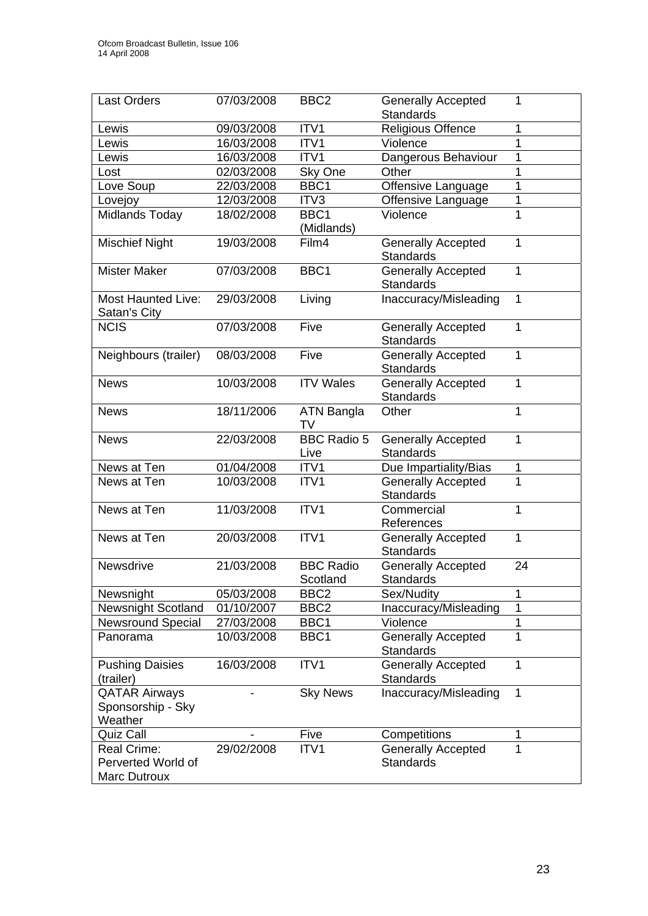| Last Orders | 07/03/2008 | BBC2 | Generally Accepted Standards | 1 |
|---|---|---|---|---|
| Lewis | 09/03/2008 | ITV1 | Religious Offence | 1 |
| Lewis | 16/03/2008 | ITV1 | Violence | 1 |
| Lewis | 16/03/2008 | ITV1 | Dangerous Behaviour | 1 |
| Lost | 02/03/2008 | Sky One | Other | 1 |
| Love Soup | 22/03/2008 | BBC1 | Offensive Language | 1 |
| Lovejoy | 12/03/2008 | ITV3 | Offensive Language | 1 |
| Midlands Today | 18/02/2008 | BBC1 (Midlands) | Violence | 1 |
| Mischief Night | 19/03/2008 | Film4 | Generally Accepted Standards | 1 |
| Mister Maker | 07/03/2008 | BBC1 | Generally Accepted Standards | 1 |
| Most Haunted Live: Satan's City | 29/03/2008 | Living | Inaccuracy/Misleading | 1 |
| NCIS | 07/03/2008 | Five | Generally Accepted Standards | 1 |
| Neighbours (trailer) | 08/03/2008 | Five | Generally Accepted Standards | 1 |
| News | 10/03/2008 | ITV Wales | Generally Accepted Standards | 1 |
| News | 18/11/2006 | ATN Bangla TV | Other | 1 |
| News | 22/03/2008 | BBC Radio 5 Live | Generally Accepted Standards | 1 |
| News at Ten | 01/04/2008 | ITV1 | Due Impartiality/Bias | 1 |
| News at Ten | 10/03/2008 | ITV1 | Generally Accepted Standards | 1 |
| News at Ten | 11/03/2008 | ITV1 | Commercial References | 1 |
| News at Ten | 20/03/2008 | ITV1 | Generally Accepted Standards | 1 |
| Newsdrive | 21/03/2008 | BBC Radio Scotland | Generally Accepted Standards | 24 |
| Newsnight | 05/03/2008 | BBC2 | Sex/Nudity | 1 |
| Newsnight Scotland | 01/10/2007 | BBC2 | Inaccuracy/Misleading | 1 |
| Newsround Special | 27/03/2008 | BBC1 | Violence | 1 |
| Panorama | 10/03/2008 | BBC1 | Generally Accepted Standards | 1 |
| Pushing Daisies (trailer) | 16/03/2008 | ITV1 | Generally Accepted Standards | 1 |
| QATAR Airways Sponsorship - Sky Weather | - | Sky News | Inaccuracy/Misleading | 1 |
| Quiz Call | - | Five | Competitions | 1 |
| Real Crime: Perverted World of Marc Dutroux | 29/02/2008 | ITV1 | Generally Accepted Standards | 1 |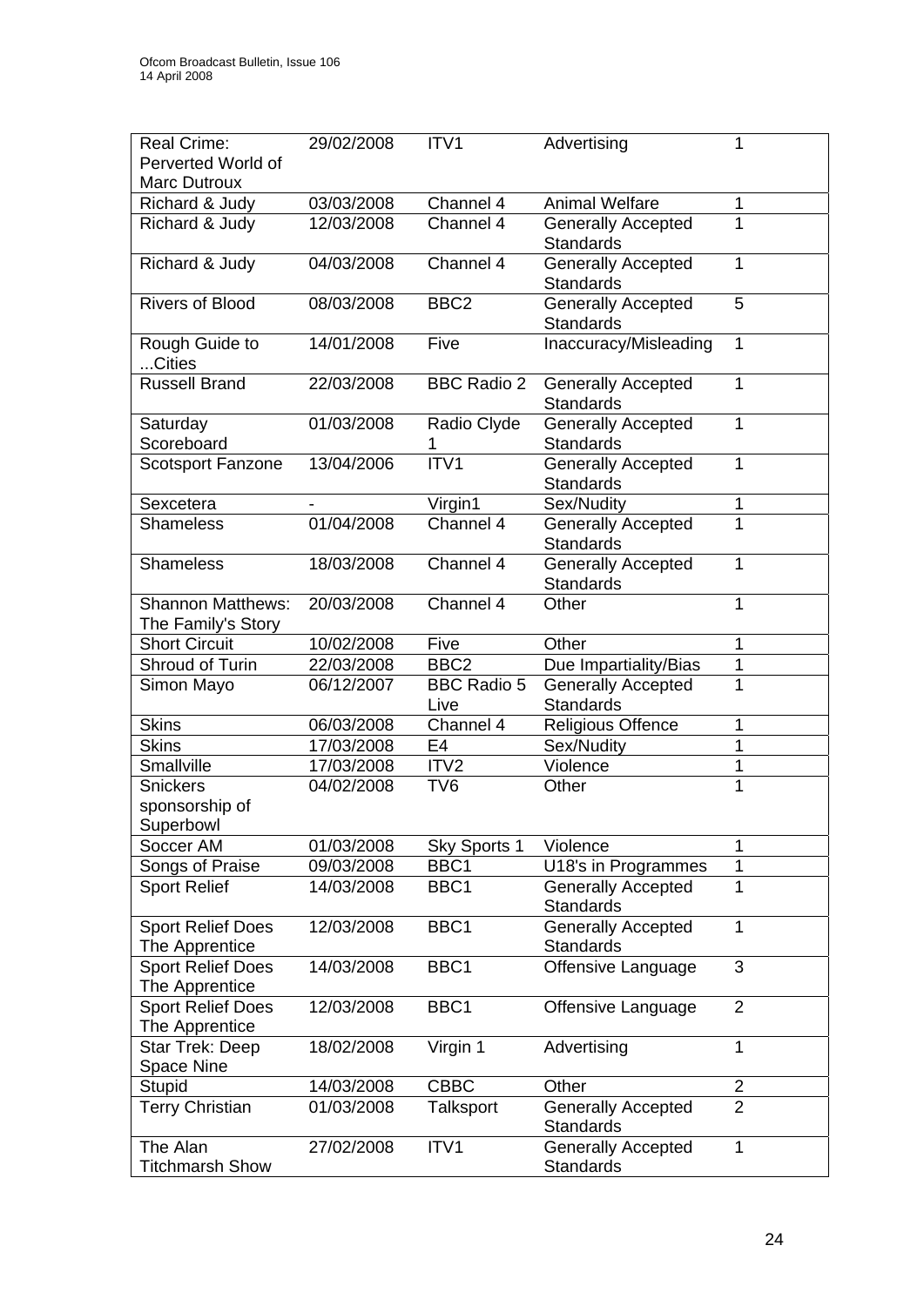| Real Crime: Perverted World of Marc Dutroux | 29/02/2008 | ITV1 | Advertising | 1 |
|---|---|---|---|---|
| Richard & Judy | 03/03/2008 | Channel 4 | Animal Welfare | 1 |
| Richard & Judy | 12/03/2008 | Channel 4 | Generally Accepted Standards | 1 |
| Richard & Judy | 04/03/2008 | Channel 4 | Generally Accepted Standards | 1 |
| Rivers of Blood | 08/03/2008 | BBC2 | Generally Accepted Standards | 5 |
| Rough Guide to ...Cities | 14/01/2008 | Five | Inaccuracy/Misleading | 1 |
| Russell Brand | 22/03/2008 | BBC Radio 2 | Generally Accepted Standards | 1 |
| Saturday Scoreboard | 01/03/2008 | Radio Clyde 1 | Generally Accepted Standards | 1 |
| Scotsport Fanzone | 13/04/2006 | ITV1 | Generally Accepted Standards | 1 |
| Sexcetera | - | Virgin1 | Sex/Nudity | 1 |
| Shameless | 01/04/2008 | Channel 4 | Generally Accepted Standards | 1 |
| Shameless | 18/03/2008 | Channel 4 | Generally Accepted Standards | 1 |
| Shannon Matthews: The Family's Story | 20/03/2008 | Channel 4 | Other | 1 |
| Short Circuit | 10/02/2008 | Five | Other | 1 |
| Shroud of Turin | 22/03/2008 | BBC2 | Due Impartiality/Bias | 1 |
| Simon Mayo | 06/12/2007 | BBC Radio 5 Live | Generally Accepted Standards | 1 |
| Skins | 06/03/2008 | Channel 4 | Religious Offence | 1 |
| Skins | 17/03/2008 | E4 | Sex/Nudity | 1 |
| Smallville | 17/03/2008 | ITV2 | Violence | 1 |
| Snickers sponsorship of Superbowl | 04/02/2008 | TV6 | Other | 1 |
| Soccer AM | 01/03/2008 | Sky Sports 1 | Violence | 1 |
| Songs of Praise | 09/03/2008 | BBC1 | U18's in Programmes | 1 |
| Sport Relief | 14/03/2008 | BBC1 | Generally Accepted Standards | 1 |
| Sport Relief Does The Apprentice | 12/03/2008 | BBC1 | Generally Accepted Standards | 1 |
| Sport Relief Does The Apprentice | 14/03/2008 | BBC1 | Offensive Language | 3 |
| Sport Relief Does The Apprentice | 12/03/2008 | BBC1 | Offensive Language | 2 |
| Star Trek: Deep Space Nine | 18/02/2008 | Virgin 1 | Advertising | 1 |
| Stupid | 14/03/2008 | CBBC | Other | 2 |
| Terry Christian | 01/03/2008 | Talksport | Generally Accepted Standards | 2 |
| The Alan Titchmarsh Show | 27/02/2008 | ITV1 | Generally Accepted Standards | 1 |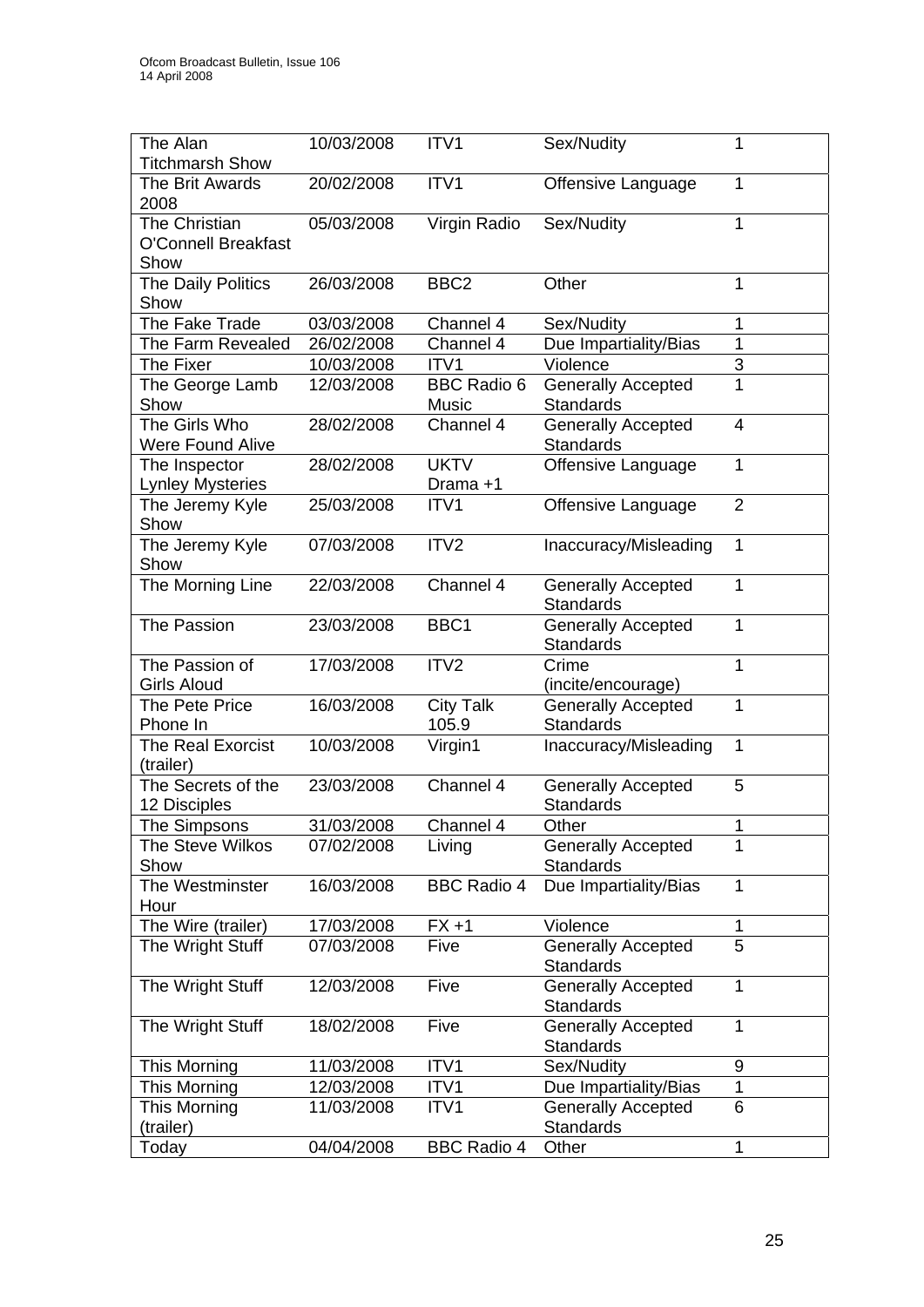| The Alan Titchmarsh Show | 10/03/2008 | ITV1 | Sex/Nudity | 1 |
|---|---|---|---|---|
| The Brit Awards 2008 | 20/02/2008 | ITV1 | Offensive Language | 1 |
| The Christian O'Connell Breakfast Show | 05/03/2008 | Virgin Radio | Sex/Nudity | 1 |
| The Daily Politics Show | 26/03/2008 | BBC2 | Other | 1 |
| The Fake Trade | 03/03/2008 | Channel 4 | Sex/Nudity | 1 |
| The Farm Revealed | 26/02/2008 | Channel 4 | Due Impartiality/Bias | 1 |
| The Fixer | 10/03/2008 | ITV1 | Violence | 3 |
| The George Lamb Show | 12/03/2008 | BBC Radio 6 Music | Generally Accepted Standards | 1 |
| The Girls Who Were Found Alive | 28/02/2008 | Channel 4 | Generally Accepted Standards | 4 |
| The Inspector Lynley Mysteries | 28/02/2008 | UKTV Drama +1 | Offensive Language | 1 |
| The Jeremy Kyle Show | 25/03/2008 | ITV1 | Offensive Language | 2 |
| The Jeremy Kyle Show | 07/03/2008 | ITV2 | Inaccuracy/Misleading | 1 |
| The Morning Line | 22/03/2008 | Channel 4 | Generally Accepted Standards | 1 |
| The Passion | 23/03/2008 | BBC1 | Generally Accepted Standards | 1 |
| The Passion of Girls Aloud | 17/03/2008 | ITV2 | Crime (incite/encourage) | 1 |
| The Pete Price Phone In | 16/03/2008 | City Talk 105.9 | Generally Accepted Standards | 1 |
| The Real Exorcist (trailer) | 10/03/2008 | Virgin1 | Inaccuracy/Misleading | 1 |
| The Secrets of the 12 Disciples | 23/03/2008 | Channel 4 | Generally Accepted Standards | 5 |
| The Simpsons | 31/03/2008 | Channel 4 | Other | 1 |
| The Steve Wilkos Show | 07/02/2008 | Living | Generally Accepted Standards | 1 |
| The Westminster Hour | 16/03/2008 | BBC Radio 4 | Due Impartiality/Bias | 1 |
| The Wire (trailer) | 17/03/2008 | FX +1 | Violence | 1 |
| The Wright Stuff | 07/03/2008 | Five | Generally Accepted Standards | 5 |
| The Wright Stuff | 12/03/2008 | Five | Generally Accepted Standards | 1 |
| The Wright Stuff | 18/02/2008 | Five | Generally Accepted Standards | 1 |
| This Morning | 11/03/2008 | ITV1 | Sex/Nudity | 9 |
| This Morning | 12/03/2008 | ITV1 | Due Impartiality/Bias | 1 |
| This Morning (trailer) | 11/03/2008 | ITV1 | Generally Accepted Standards | 6 |
| Today | 04/04/2008 | BBC Radio 4 | Other | 1 |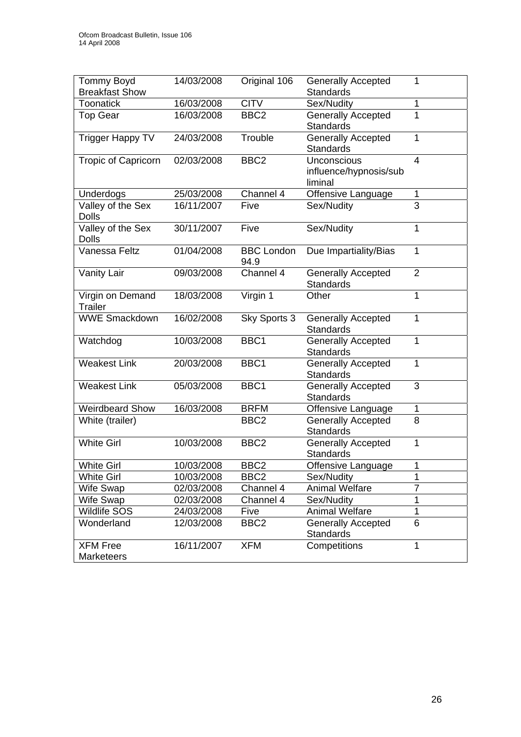| | | | | |
|---|---|---|---|---|
| Tommy Boyd Breakfast Show | 14/03/2008 | Original 106 | Generally Accepted Standards | 1 |
| Toonatick | 16/03/2008 | CITV | Sex/Nudity | 1 |
| Top Gear | 16/03/2008 | BBC2 | Generally Accepted Standards | 1 |
| Trigger Happy TV | 24/03/2008 | Trouble | Generally Accepted Standards | 1 |
| Tropic of Capricorn | 02/03/2008 | BBC2 | Unconscious influence/hypnosis/subliminal | 4 |
| Underdogs | 25/03/2008 | Channel 4 | Offensive Language | 1 |
| Valley of the Sex Dolls | 16/11/2007 | Five | Sex/Nudity | 3 |
| Valley of the Sex Dolls | 30/11/2007 | Five | Sex/Nudity | 1 |
| Vanessa Feltz | 01/04/2008 | BBC London 94.9 | Due Impartiality/Bias | 1 |
| Vanity Lair | 09/03/2008 | Channel 4 | Generally Accepted Standards | 2 |
| Virgin on Demand Trailer | 18/03/2008 | Virgin 1 | Other | 1 |
| WWE Smackdown | 16/02/2008 | Sky Sports 3 | Generally Accepted Standards | 1 |
| Watchdog | 10/03/2008 | BBC1 | Generally Accepted Standards | 1 |
| Weakest Link | 20/03/2008 | BBC1 | Generally Accepted Standards | 1 |
| Weakest Link | 05/03/2008 | BBC1 | Generally Accepted Standards | 3 |
| Weirdbeard Show | 16/03/2008 | BRFM | Offensive Language | 1 |
| White (trailer) | | BBC2 | Generally Accepted Standards | 8 |
| White Girl | 10/03/2008 | BBC2 | Generally Accepted Standards | 1 |
| White Girl | 10/03/2008 | BBC2 | Offensive Language | 1 |
| White Girl | 10/03/2008 | BBC2 | Sex/Nudity | 1 |
| Wife Swap | 02/03/2008 | Channel 4 | Animal Welfare | 7 |
| Wife Swap | 02/03/2008 | Channel 4 | Sex/Nudity | 1 |
| Wildlife SOS | 24/03/2008 | Five | Animal Welfare | 1 |
| Wonderland | 12/03/2008 | BBC2 | Generally Accepted Standards | 6 |
| XFM Free Marketeers | 16/11/2007 | XFM | Competitions | 1 |